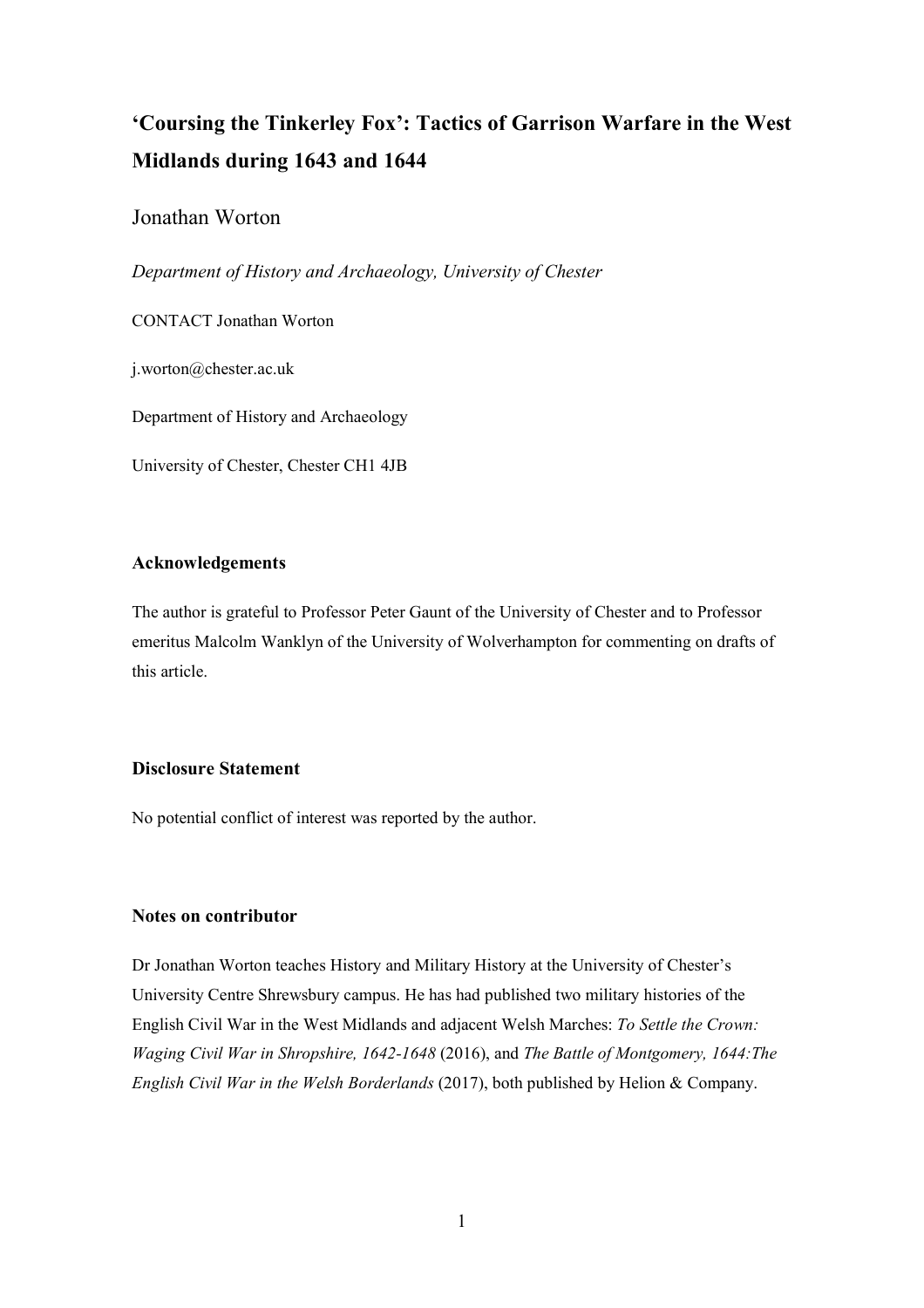# 'Coursing the Tinkerley Fox': Tactics of Garrison Warfare in the West Midlands during 1643 and 1644

Jonathan Worton

*Department of History and Archaeology, University of Chester*

CONTACT Jonathan Worton

j.worton@chester.ac.uk

Department of History and Archaeology

University of Chester, Chester CH1 4JB

## Acknowledgements

The author is grateful to Professor Peter Gaunt of the University of Chester and to Professor emeritus Malcolm Wanklyn of the University of Wolverhampton for commenting on drafts of this article.

## Disclosure Statement

No potential conflict of interest was reported by the author.

## Notes on contributor

Dr Jonathan Worton teaches History and Military History at the University of Chester's University Centre Shrewsbury campus. He has had published two military histories of the English Civil War in the West Midlands and adjacent Welsh Marches: *To Settle the Crown: Waging Civil War in Shropshire, 1642-1648* (2016), and *The Battle of Montgomery, 1644:The English Civil War in the Welsh Borderlands* (2017), both published by Helion & Company.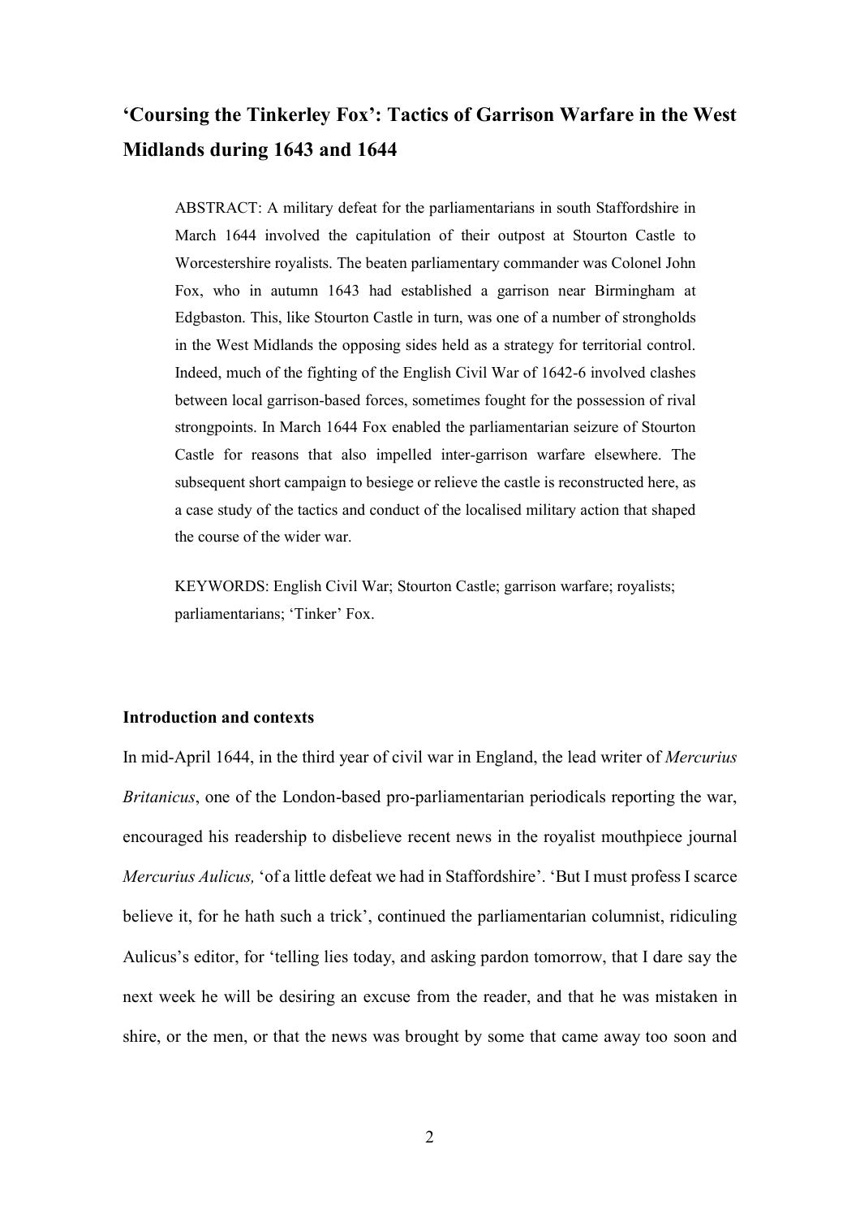# 'Coursing the Tinkerley Fox': Tactics of Garrison Warfare in the West Midlands during 1643 and 1644

ABSTRACT: A military defeat for the parliamentarians in south Staffordshire in March 1644 involved the capitulation of their outpost at Stourton Castle to Worcestershire royalists. The beaten parliamentary commander was Colonel John Fox, who in autumn 1643 had established a garrison near Birmingham at Edgbaston. This, like Stourton Castle in turn, was one of a number of strongholds in the West Midlands the opposing sides held as a strategy for territorial control. Indeed, much of the fighting of the English Civil War of 1642-6 involved clashes between local garrison-based forces, sometimes fought for the possession of rival strongpoints. In March 1644 Fox enabled the parliamentarian seizure of Stourton Castle for reasons that also impelled inter-garrison warfare elsewhere. The subsequent short campaign to besiege or relieve the castle is reconstructed here, as a case study of the tactics and conduct of the localised military action that shaped the course of the wider war.

KEYWORDS: English Civil War; Stourton Castle; garrison warfare; royalists; parliamentarians; 'Tinker' Fox.

## Introduction and contexts

In mid-April 1644, in the third year of civil war in England, the lead writer of *Mercurius Britanicus*, one of the London-based pro-parliamentarian periodicals reporting the war, encouraged his readership to disbelieve recent news in the royalist mouthpiece journal *Mercurius Aulicus,* 'of a little defeat we had in Staffordshire'. 'But I must profess I scarce believe it, for he hath such a trick', continued the parliamentarian columnist, ridiculing Aulicus's editor, for 'telling lies today, and asking pardon tomorrow, that I dare say the next week he will be desiring an excuse from the reader, and that he was mistaken in shire, or the men, or that the news was brought by some that came away too soon and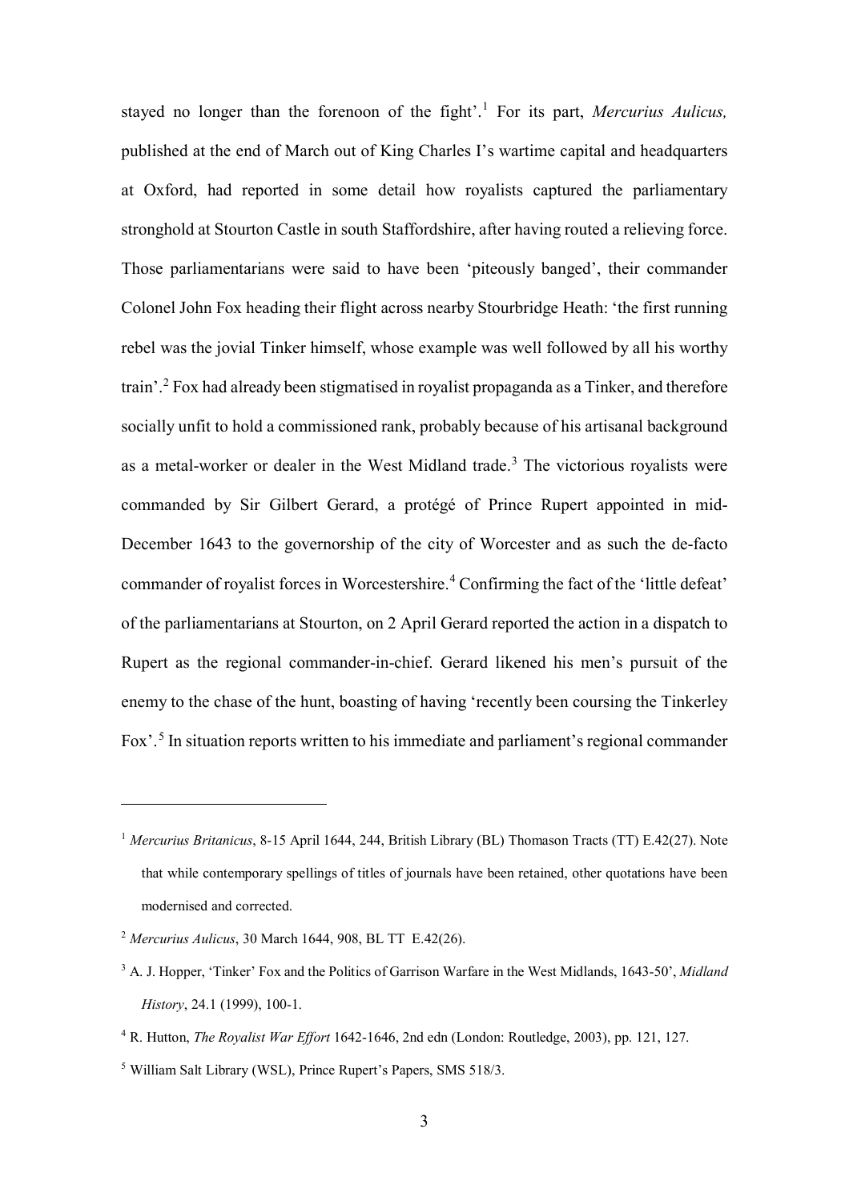stayed no longer than the forenoon of the fight'.[1] For its part, *Mercurius Aulicus,* published at the end of March out of King Charles I's wartime capital and headquarters at Oxford, had reported in some detail how royalists captured the parliamentary stronghold at Stourton Castle in south Staffordshire, after having routed a relieving force. Those parliamentarians were said to have been 'piteously banged', their commander Colonel John Fox heading their flight across nearby Stourbridge Heath: 'the first running rebel was the jovial Tinker himself, whose example was well followed by all his worthy train'.[2] Fox had already been stigmatised in royalist propaganda as a Tinker, and therefore socially unfit to hold a commissioned rank, probably because of his artisanal background as a metal-worker or dealer in the West Midland trade.[3] The victorious royalists were commanded by Sir Gilbert Gerard, a protégé of Prince Rupert appointed in mid-December 1643 to the governorship of the city of Worcester and as such the de-facto commander of royalist forces in Worcestershire.[4] Confirming the fact of the 'little defeat' of the parliamentarians at Stourton, on 2 April Gerard reported the action in a dispatch to Rupert as the regional commander-in-chief. Gerard likened his men's pursuit of the enemy to the chase of the hunt, boasting of having 'recently been coursing the Tinkerley Fox'.[5] In situation reports written to his immediate and parliament's regional commander

---

[1] *Mercurius Britanicus*, 8-15 April 1644, 244, British Library (BL) Thomason Tracts (TT) E.42(27). Note that while contemporary spellings of titles of journals have been retained, other quotations have been modernised and corrected.

[2] *Mercurius Aulicus*, 30 March 1644, 908, BL TT E.42(26).

[3] A. J. Hopper, 'Tinker' Fox and the Politics of Garrison Warfare in the West Midlands, 1643-50', *Midland History*, 24.1 (1999), 100-1.

[4] R. Hutton, *The Royalist War Effort* 1642-1646, 2nd edn (London: Routledge, 2003), pp. 121, 127.

[5] William Salt Library (WSL), Prince Rupert's Papers, SMS 518/3.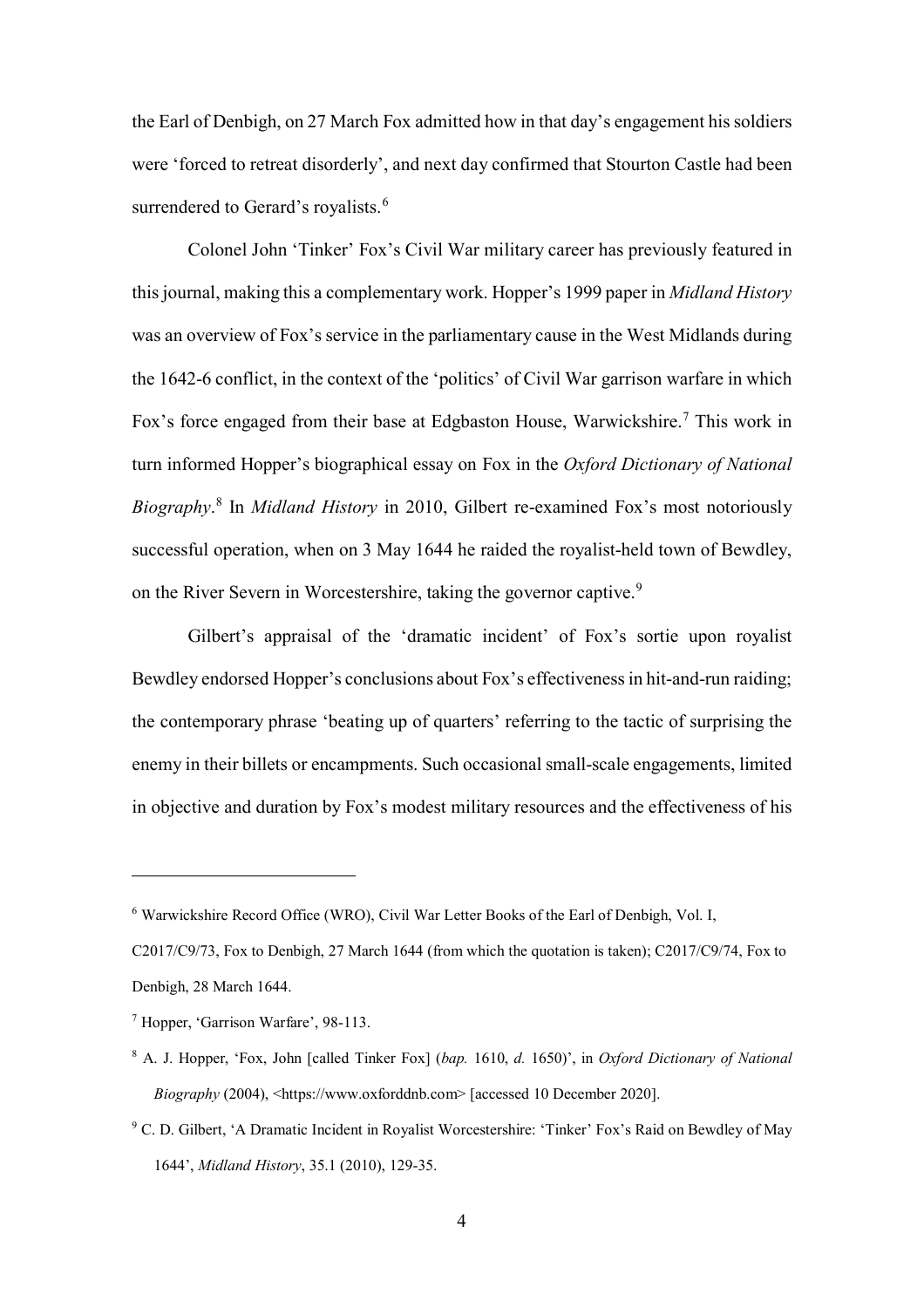the Earl of Denbigh, on 27 March Fox admitted how in that day's engagement his soldiers were 'forced to retreat disorderly', and next day confirmed that Stourton Castle had been surrendered to Gerard's royalists.[6]

Colonel John 'Tinker' Fox's Civil War military career has previously featured in this journal, making this a complementary work. Hopper's 1999 paper in *Midland History* was an overview of Fox's service in the parliamentary cause in the West Midlands during the 1642-6 conflict, in the context of the 'politics' of Civil War garrison warfare in which Fox's force engaged from their base at Edgbaston House, Warwickshire.[7] This work in turn informed Hopper's biographical essay on Fox in the *Oxford Dictionary of National Biography*.[8] In *Midland History* in 2010, Gilbert re-examined Fox's most notoriously successful operation, when on 3 May 1644 he raided the royalist-held town of Bewdley, on the River Severn in Worcestershire, taking the governor captive.[9]

Gilbert's appraisal of the 'dramatic incident' of Fox's sortie upon royalist Bewdley endorsed Hopper's conclusions about Fox's effectiveness in hit-and-run raiding; the contemporary phrase 'beating up of quarters' referring to the tactic of surprising the enemy in their billets or encampments. Such occasional small-scale engagements, limited in objective and duration by Fox's modest military resources and the effectiveness of his

---

[6] Warwickshire Record Office (WRO), Civil War Letter Books of the Earl of Denbigh, Vol. I, C2017/C9/73, Fox to Denbigh, 27 March 1644 (from which the quotation is taken); C2017/C9/74, Fox to Denbigh, 28 March 1644.

[7] Hopper, 'Garrison Warfare', 98-113.

[8] A. J. Hopper, 'Fox, John [called Tinker Fox] (*bap.* 1610, *d.* 1650)', in *Oxford Dictionary of National Biography* (2004), <https://www.oxforddnb.com> [accessed 10 December 2020].

[9] C. D. Gilbert, 'A Dramatic Incident in Royalist Worcestershire: 'Tinker' Fox's Raid on Bewdley of May 1644', *Midland History*, 35.1 (2010), 129-35.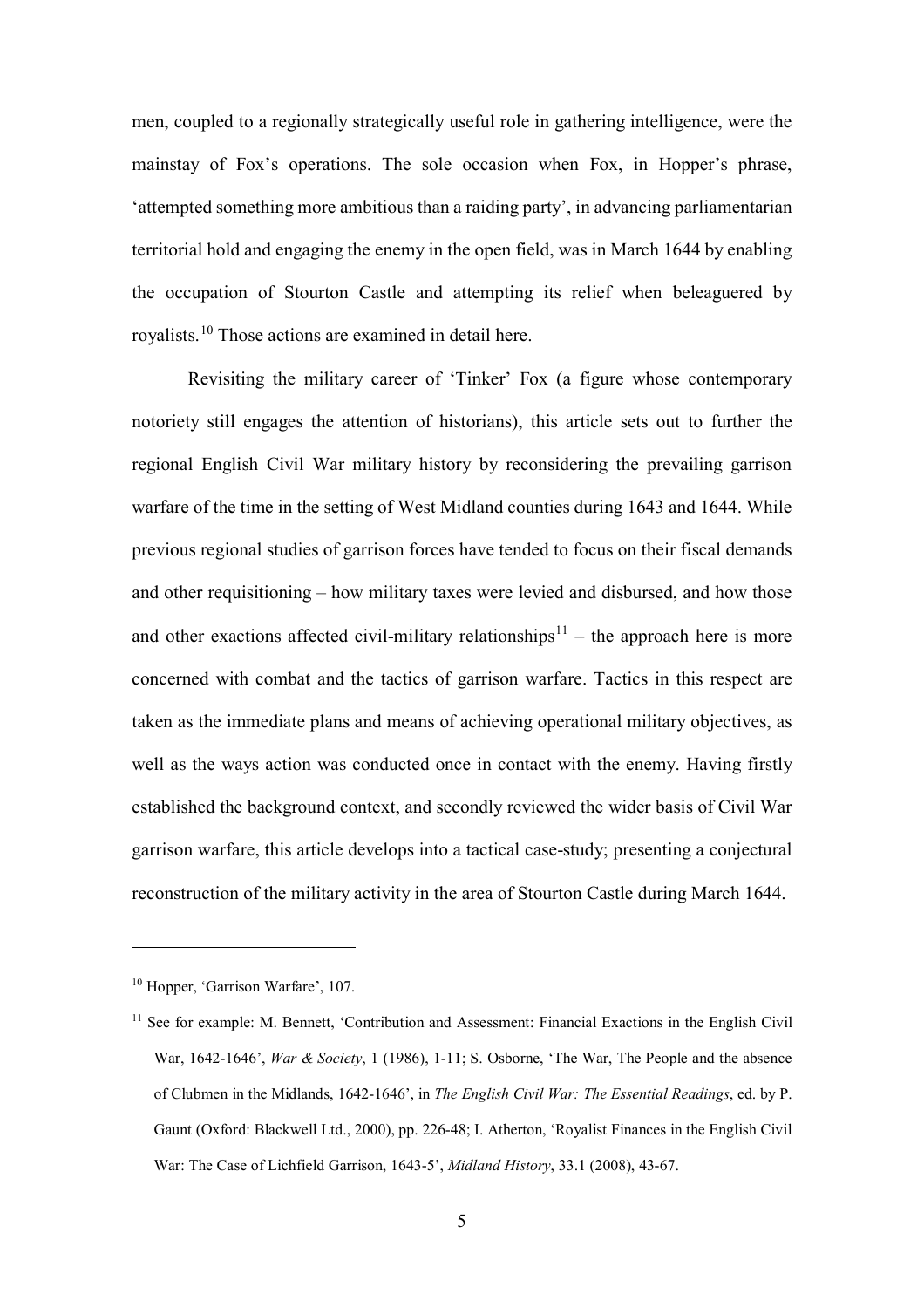men, coupled to a regionally strategically useful role in gathering intelligence, were the mainstay of Fox's operations. The sole occasion when Fox, in Hopper's phrase, 'attempted something more ambitious than a raiding party', in advancing parliamentarian territorial hold and engaging the enemy in the open field, was in March 1644 by enabling the occupation of Stourton Castle and attempting its relief when beleaguered by royalists.[10] Those actions are examined in detail here.

Revisiting the military career of 'Tinker' Fox (a figure whose contemporary notoriety still engages the attention of historians), this article sets out to further the regional English Civil War military history by reconsidering the prevailing garrison warfare of the time in the setting of West Midland counties during 1643 and 1644. While previous regional studies of garrison forces have tended to focus on their fiscal demands and other requisitioning – how military taxes were levied and disbursed, and how those and other exactions affected civil-military relationships[11] – the approach here is more concerned with combat and the tactics of garrison warfare. Tactics in this respect are taken as the immediate plans and means of achieving operational military objectives, as well as the ways action was conducted once in contact with the enemy. Having firstly established the background context, and secondly reviewed the wider basis of Civil War garrison warfare, this article develops into a tactical case-study; presenting a conjectural reconstruction of the military activity in the area of Stourton Castle during March 1644.

---

[10] Hopper, 'Garrison Warfare', 107.

[11] See for example: M. Bennett, 'Contribution and Assessment: Financial Exactions in the English Civil War, 1642-1646', *War & Society*, 1 (1986), 1-11; S. Osborne, 'The War, The People and the absence of Clubmen in the Midlands, 1642-1646', in *The English Civil War: The Essential Readings*, ed. by P. Gaunt (Oxford: Blackwell Ltd., 2000), pp. 226-48; I. Atherton, 'Royalist Finances in the English Civil War: The Case of Lichfield Garrison, 1643-5', *Midland History*, 33.1 (2008), 43-67.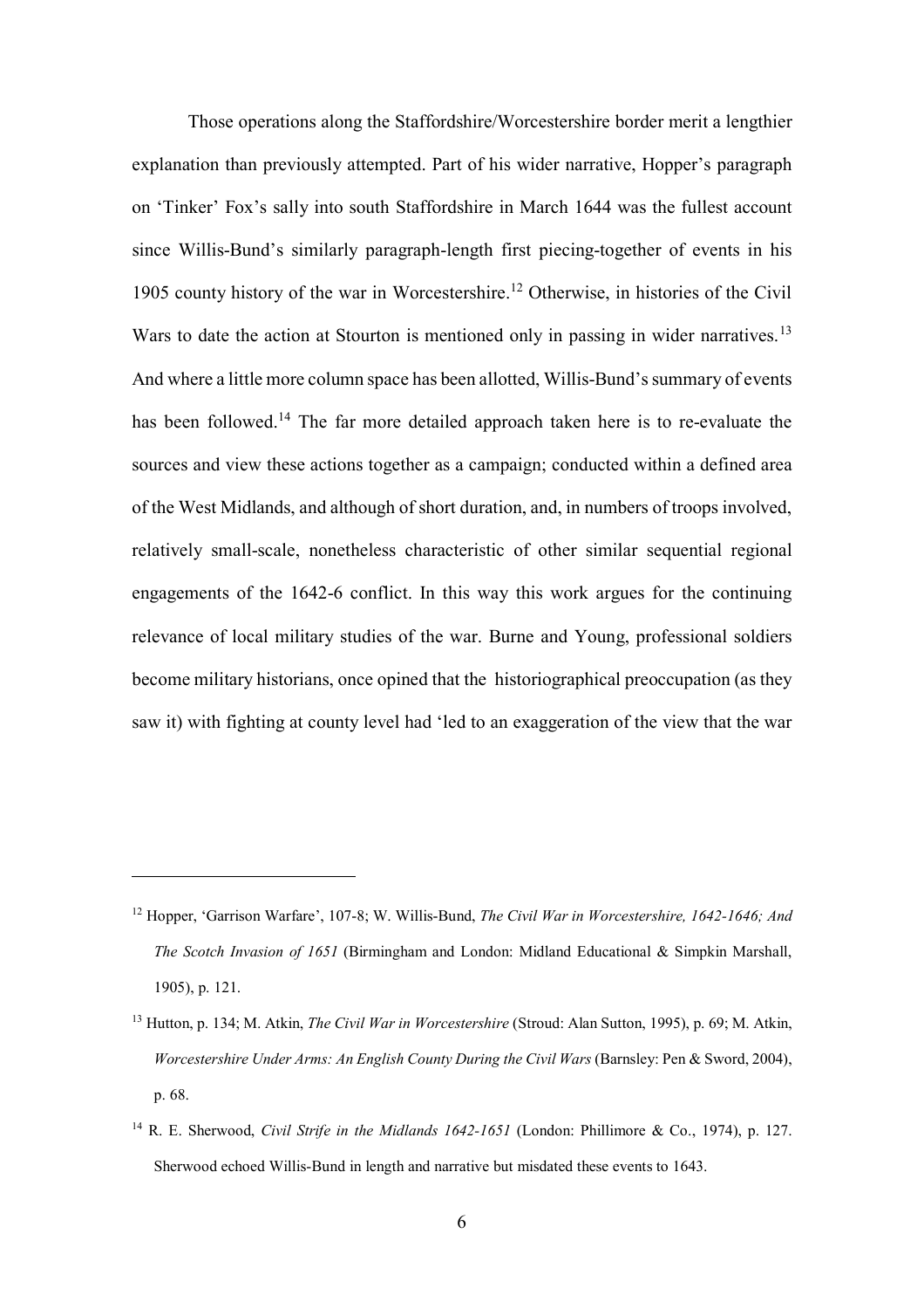Those operations along the Staffordshire/Worcestershire border merit a lengthier explanation than previously attempted. Part of his wider narrative, Hopper's paragraph on 'Tinker' Fox's sally into south Staffordshire in March 1644 was the fullest account since Willis-Bund's similarly paragraph-length first piecing-together of events in his 1905 county history of the war in Worcestershire.[12] Otherwise, in histories of the Civil Wars to date the action at Stourton is mentioned only in passing in wider narratives.[13] And where a little more column space has been allotted, Willis-Bund's summary of events has been followed.[14] The far more detailed approach taken here is to re-evaluate the sources and view these actions together as a campaign; conducted within a defined area of the West Midlands, and although of short duration, and, in numbers of troops involved, relatively small-scale, nonetheless characteristic of other similar sequential regional engagements of the 1642-6 conflict. In this way this work argues for the continuing relevance of local military studies of the war. Burne and Young, professional soldiers become military historians, once opined that the historiographical preoccupation (as they saw it) with fighting at county level had 'led to an exaggeration of the view that the war

---

[12] Hopper, 'Garrison Warfare', 107-8; W. Willis-Bund, *The Civil War in Worcestershire, 1642-1646; And The Scotch Invasion of 1651* (Birmingham and London: Midland Educational & Simpkin Marshall, 1905), p. 121.

[13] Hutton, p. 134; M. Atkin, *The Civil War in Worcestershire* (Stroud: Alan Sutton, 1995), p. 69; M. Atkin, *Worcestershire Under Arms: An English County During the Civil Wars* (Barnsley: Pen & Sword, 2004), p. 68.

[14] R. E. Sherwood, *Civil Strife in the Midlands 1642-1651* (London: Phillimore & Co., 1974), p. 127. Sherwood echoed Willis-Bund in length and narrative but misdated these events to 1643.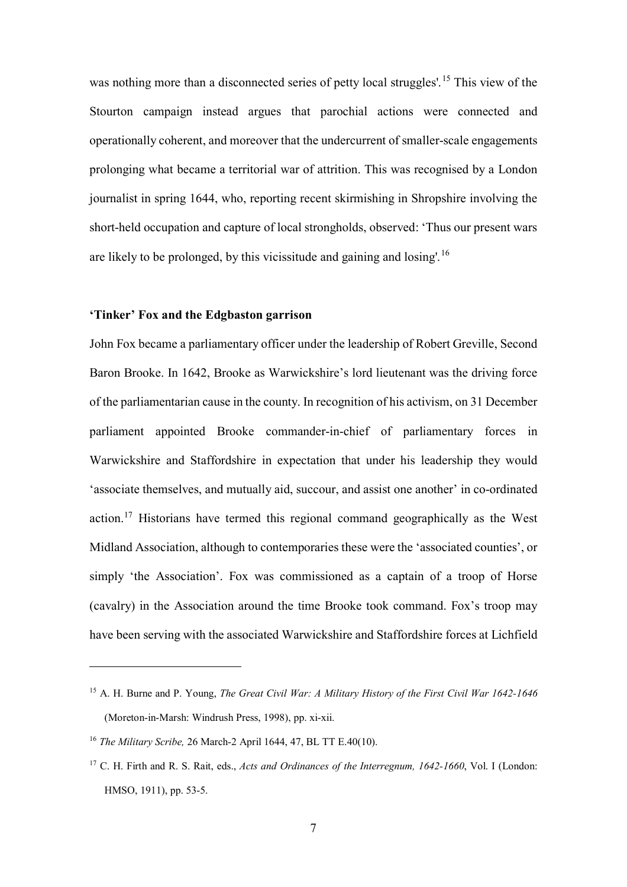was nothing more than a disconnected series of petty local struggles'.[15] This view of the Stourton campaign instead argues that parochial actions were connected and operationally coherent, and moreover that the undercurrent of smaller-scale engagements prolonging what became a territorial war of attrition. This was recognised by a London journalist in spring 1644, who, reporting recent skirmishing in Shropshire involving the short-held occupation and capture of local strongholds, observed: 'Thus our present wars are likely to be prolonged, by this vicissitude and gaining and losing'.[16]

### 'Tinker' Fox and the Edgbaston garrison

John Fox became a parliamentary officer under the leadership of Robert Greville, Second Baron Brooke. In 1642, Brooke as Warwickshire's lord lieutenant was the driving force of the parliamentarian cause in the county. In recognition of his activism, on 31 December parliament appointed Brooke commander-in-chief of parliamentary forces in Warwickshire and Staffordshire in expectation that under his leadership they would 'associate themselves, and mutually aid, succour, and assist one another' in co-ordinated action.[17] Historians have termed this regional command geographically as the West Midland Association, although to contemporaries these were the 'associated counties', or simply 'the Association'. Fox was commissioned as a captain of a troop of Horse (cavalry) in the Association around the time Brooke took command. Fox's troop may have been serving with the associated Warwickshire and Staffordshire forces at Lichfield

---

[15] A. H. Burne and P. Young, *The Great Civil War: A Military History of the First Civil War 1642-1646* (Moreton-in-Marsh: Windrush Press, 1998), pp. xi-xii.

[16] *The Military Scribe,* 26 March-2 April 1644, 47, BL TT E.40(10).

[17] C. H. Firth and R. S. Rait, eds., *Acts and Ordinances of the Interregnum, 1642-1660*, Vol. I (London: HMSO, 1911), pp. 53-5.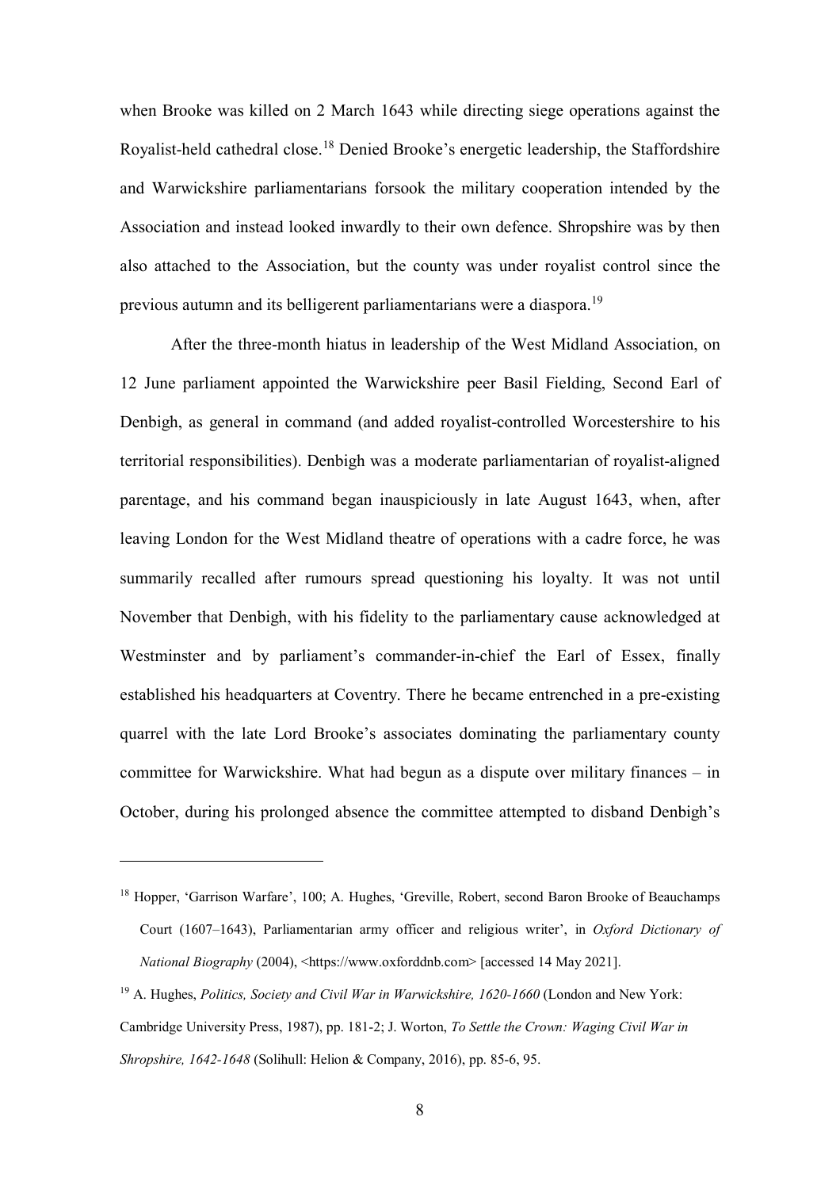when Brooke was killed on 2 March 1643 while directing siege operations against the Royalist-held cathedral close.[18] Denied Brooke's energetic leadership, the Staffordshire and Warwickshire parliamentarians forsook the military cooperation intended by the Association and instead looked inwardly to their own defence. Shropshire was by then also attached to the Association, but the county was under royalist control since the previous autumn and its belligerent parliamentarians were a diaspora.[19]

After the three-month hiatus in leadership of the West Midland Association, on 12 June parliament appointed the Warwickshire peer Basil Fielding, Second Earl of Denbigh, as general in command (and added royalist-controlled Worcestershire to his territorial responsibilities). Denbigh was a moderate parliamentarian of royalist-aligned parentage, and his command began inauspiciously in late August 1643, when, after leaving London for the West Midland theatre of operations with a cadre force, he was summarily recalled after rumours spread questioning his loyalty. It was not until November that Denbigh, with his fidelity to the parliamentary cause acknowledged at Westminster and by parliament's commander-in-chief the Earl of Essex, finally established his headquarters at Coventry. There he became entrenched in a pre-existing quarrel with the late Lord Brooke's associates dominating the parliamentary county committee for Warwickshire. What had begun as a dispute over military finances – in October, during his prolonged absence the committee attempted to disband Denbigh's

---

[18] Hopper, 'Garrison Warfare', 100; A. Hughes, 'Greville, Robert, second Baron Brooke of Beauchamps Court (1607–1643), Parliamentarian army officer and religious writer', in *Oxford Dictionary of National Biography* (2004), <https://www.oxforddnb.com> [accessed 14 May 2021].

[19] A. Hughes, *Politics, Society and Civil War in Warwickshire, 1620-1660* (London and New York: Cambridge University Press, 1987), pp. 181-2; J. Worton, *To Settle the Crown: Waging Civil War in Shropshire, 1642-1648* (Solihull: Helion & Company, 2016), pp. 85-6, 95.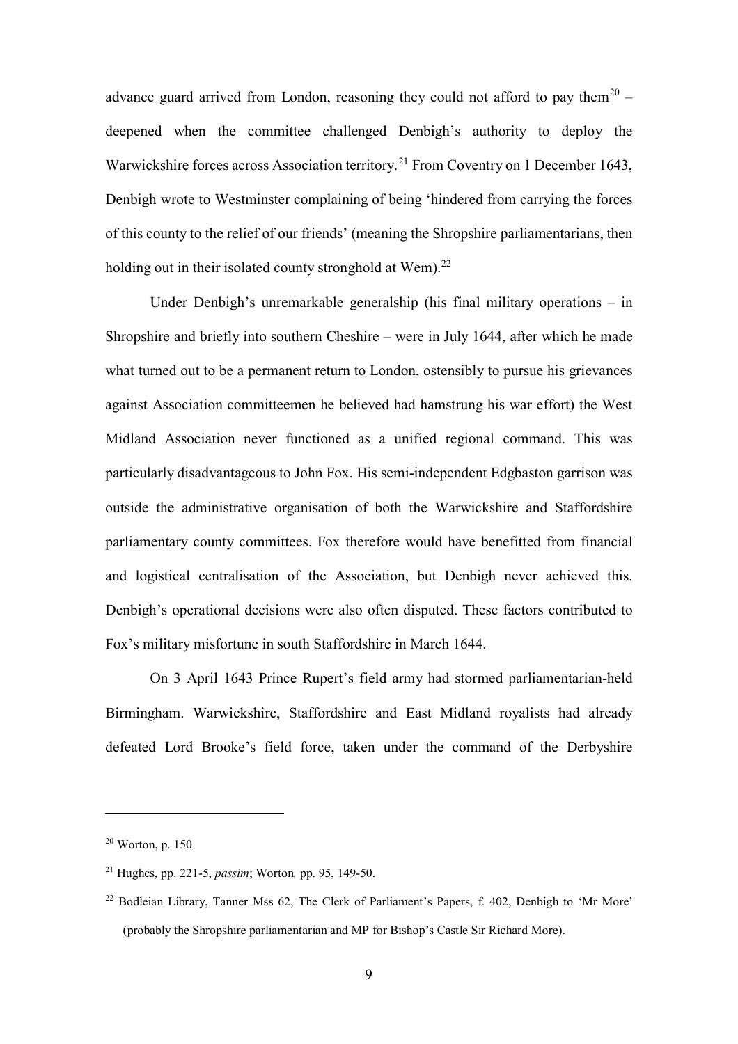advance guard arrived from London, reasoning they could not afford to pay them[20] – deepened when the committee challenged Denbigh's authority to deploy the Warwickshire forces across Association territory.[21] From Coventry on 1 December 1643, Denbigh wrote to Westminster complaining of being 'hindered from carrying the forces of this county to the relief of our friends' (meaning the Shropshire parliamentarians, then holding out in their isolated county stronghold at Wem).[22]

Under Denbigh's unremarkable generalship (his final military operations – in Shropshire and briefly into southern Cheshire – were in July 1644, after which he made what turned out to be a permanent return to London, ostensibly to pursue his grievances against Association committeemen he believed had hamstrung his war effort) the West Midland Association never functioned as a unified regional command. This was particularly disadvantageous to John Fox. His semi-independent Edgbaston garrison was outside the administrative organisation of both the Warwickshire and Staffordshire parliamentary county committees. Fox therefore would have benefitted from financial and logistical centralisation of the Association, but Denbigh never achieved this. Denbigh's operational decisions were also often disputed. These factors contributed to Fox's military misfortune in south Staffordshire in March 1644.

On 3 April 1643 Prince Rupert's field army had stormed parliamentarian-held Birmingham. Warwickshire, Staffordshire and East Midland royalists had already defeated Lord Brooke's field force, taken under the command of the Derbyshire

---

[20] Worton, p. 150.

[21] Hughes, pp. 221-5, *passim*; Worton*,* pp. 95, 149-50.

[22] Bodleian Library, Tanner Mss 62, The Clerk of Parliament's Papers, f. 402, Denbigh to 'Mr More' (probably the Shropshire parliamentarian and MP for Bishop's Castle Sir Richard More).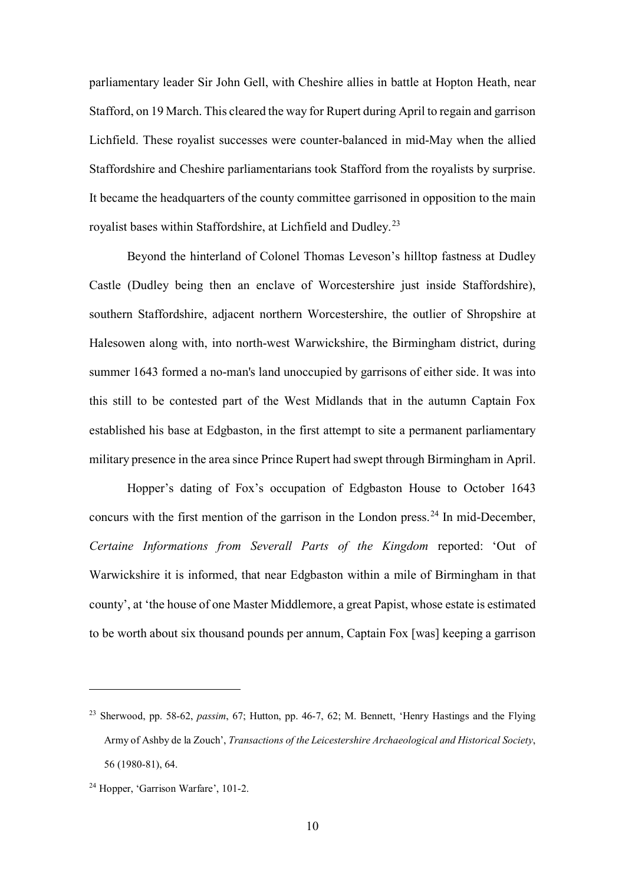parliamentary leader Sir John Gell, with Cheshire allies in battle at Hopton Heath, near Stafford, on 19 March. This cleared the way for Rupert during April to regain and garrison Lichfield. These royalist successes were counter-balanced in mid-May when the allied Staffordshire and Cheshire parliamentarians took Stafford from the royalists by surprise. It became the headquarters of the county committee garrisoned in opposition to the main royalist bases within Staffordshire, at Lichfield and Dudley.[23]

Beyond the hinterland of Colonel Thomas Leveson's hilltop fastness at Dudley Castle (Dudley being then an enclave of Worcestershire just inside Staffordshire), southern Staffordshire, adjacent northern Worcestershire, the outlier of Shropshire at Halesowen along with, into north-west Warwickshire, the Birmingham district, during summer 1643 formed a no-man's land unoccupied by garrisons of either side. It was into this still to be contested part of the West Midlands that in the autumn Captain Fox established his base at Edgbaston, in the first attempt to site a permanent parliamentary military presence in the area since Prince Rupert had swept through Birmingham in April.

Hopper's dating of Fox's occupation of Edgbaston House to October 1643 concurs with the first mention of the garrison in the London press.[24] In mid-December, *Certaine Informations from Severall Parts of the Kingdom* reported: 'Out of Warwickshire it is informed, that near Edgbaston within a mile of Birmingham in that county', at 'the house of one Master Middlemore, a great Papist, whose estate is estimated to be worth about six thousand pounds per annum, Captain Fox [was] keeping a garrison

---

[23] Sherwood, pp. 58-62, *passim*, 67; Hutton, pp. 46-7, 62; M. Bennett, 'Henry Hastings and the Flying Army of Ashby de la Zouch', *Transactions of the Leicestershire Archaeological and Historical Society*, 56 (1980-81), 64.

[24] Hopper, 'Garrison Warfare', 101-2.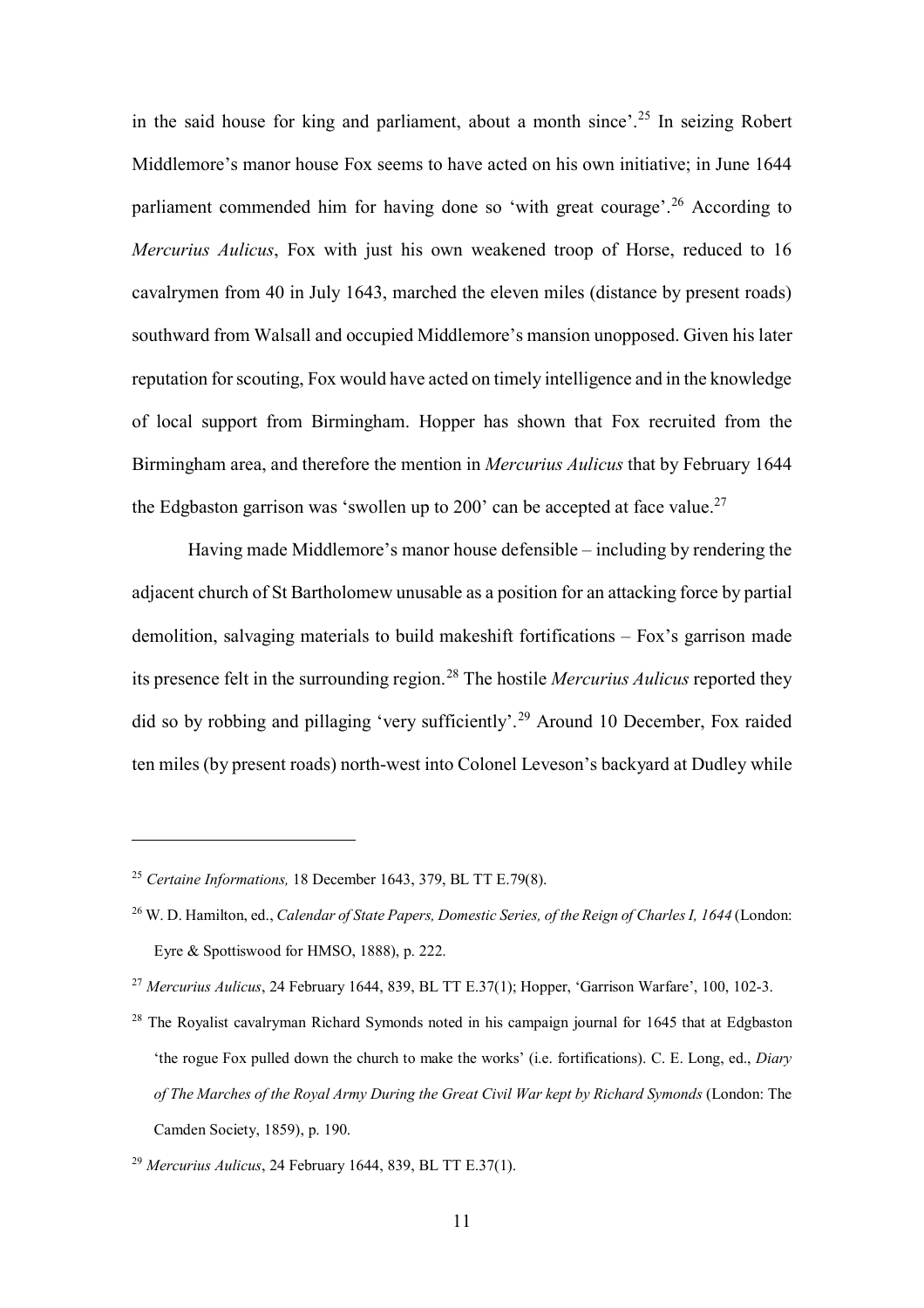in the said house for king and parliament, about a month since'.[25] In seizing Robert Middlemore's manor house Fox seems to have acted on his own initiative; in June 1644 parliament commended him for having done so 'with great courage'.[26] According to *Mercurius Aulicus*, Fox with just his own weakened troop of Horse, reduced to 16 cavalrymen from 40 in July 1643, marched the eleven miles (distance by present roads) southward from Walsall and occupied Middlemore's mansion unopposed. Given his later reputation for scouting, Fox would have acted on timely intelligence and in the knowledge of local support from Birmingham. Hopper has shown that Fox recruited from the Birmingham area, and therefore the mention in *Mercurius Aulicus* that by February 1644 the Edgbaston garrison was 'swollen up to 200' can be accepted at face value.[27]

Having made Middlemore's manor house defensible – including by rendering the adjacent church of St Bartholomew unusable as a position for an attacking force by partial demolition, salvaging materials to build makeshift fortifications – Fox's garrison made its presence felt in the surrounding region.[28] The hostile *Mercurius Aulicus* reported they did so by robbing and pillaging 'very sufficiently'.[29] Around 10 December, Fox raided ten miles (by present roads) north-west into Colonel Leveson's backyard at Dudley while

---

[25] *Certaine Informations,* 18 December 1643, 379, BL TT E.79(8).

[26] W. D. Hamilton, ed., *Calendar of State Papers, Domestic Series, of the Reign of Charles I, 1644* (London: Eyre & Spottiswood for HMSO, 1888), p. 222.

[27] *Mercurius Aulicus*, 24 February 1644, 839, BL TT E.37(1); Hopper, 'Garrison Warfare', 100, 102-3.

[28] The Royalist cavalryman Richard Symonds noted in his campaign journal for 1645 that at Edgbaston 'the rogue Fox pulled down the church to make the works' (i.e. fortifications). C. E. Long, ed., *Diary of The Marches of the Royal Army During the Great Civil War kept by Richard Symonds* (London: The Camden Society, 1859), p. 190.

[29] *Mercurius Aulicus*, 24 February 1644, 839, BL TT E.37(1).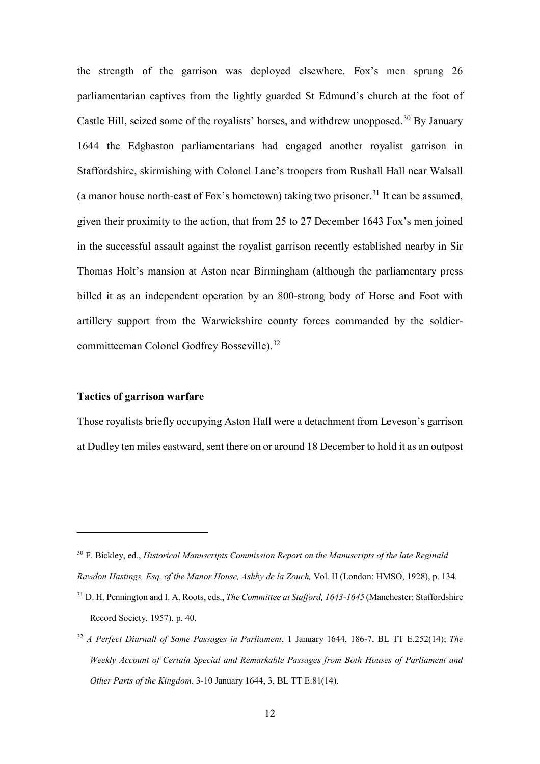the strength of the garrison was deployed elsewhere. Fox's men sprung 26 parliamentarian captives from the lightly guarded St Edmund's church at the foot of Castle Hill, seized some of the royalists' horses, and withdrew unopposed.[30] By January 1644 the Edgbaston parliamentarians had engaged another royalist garrison in Staffordshire, skirmishing with Colonel Lane's troopers from Rushall Hall near Walsall (a manor house north-east of Fox's hometown) taking two prisoner.[31] It can be assumed, given their proximity to the action, that from 25 to 27 December 1643 Fox's men joined in the successful assault against the royalist garrison recently established nearby in Sir Thomas Holt's mansion at Aston near Birmingham (although the parliamentary press billed it as an independent operation by an 800-strong body of Horse and Foot with artillery support from the Warwickshire county forces commanded by the soldier-committeeman Colonel Godfrey Bosseville).[32]

**Tactics of garrison warfare**

Those royalists briefly occupying Aston Hall were a detachment from Leveson's garrison at Dudley ten miles eastward, sent there on or around 18 December to hold it as an outpost

---

[30] F. Bickley, ed., *Historical Manuscripts Commission Report on the Manuscripts of the late Reginald Rawdon Hastings, Esq. of the Manor House, Ashby de la Zouch,* Vol. II (London: HMSO, 1928), p. 134.

[31] D. H. Pennington and I. A. Roots, eds., *The Committee at Stafford, 1643-1645* (Manchester: Staffordshire Record Society, 1957), p. 40.

[32] *A Perfect Diurnall of Some Passages in Parliament*, 1 January 1644, 186-7, BL TT E.252(14); *The Weekly Account of Certain Special and Remarkable Passages from Both Houses of Parliament and Other Parts of the Kingdom*, 3-10 January 1644, 3, BL TT E.81(14).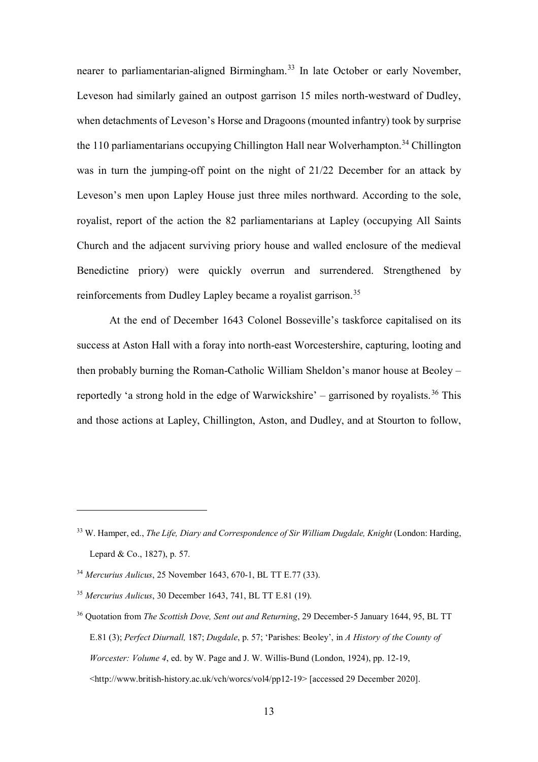nearer to parliamentarian-aligned Birmingham.[33] In late October or early November, Leveson had similarly gained an outpost garrison 15 miles north-westward of Dudley, when detachments of Leveson's Horse and Dragoons (mounted infantry) took by surprise the 110 parliamentarians occupying Chillington Hall near Wolverhampton.[34] Chillington was in turn the jumping-off point on the night of 21/22 December for an attack by Leveson's men upon Lapley House just three miles northward. According to the sole, royalist, report of the action the 82 parliamentarians at Lapley (occupying All Saints Church and the adjacent surviving priory house and walled enclosure of the medieval Benedictine priory) were quickly overrun and surrendered. Strengthened by reinforcements from Dudley Lapley became a royalist garrison.[35]

At the end of December 1643 Colonel Bosseville's taskforce capitalised on its success at Aston Hall with a foray into north-east Worcestershire, capturing, looting and then probably burning the Roman-Catholic William Sheldon's manor house at Beoley – reportedly 'a strong hold in the edge of Warwickshire' – garrisoned by royalists.[36] This and those actions at Lapley, Chillington, Aston, and Dudley, and at Stourton to follow,

---

[33] W. Hamper, ed., *The Life, Diary and Correspondence of Sir William Dugdale, Knight* (London: Harding, Lepard & Co., 1827), p. 57.

[34] *Mercurius Aulicus*, 25 November 1643, 670-1, BL TT E.77 (33).

[35] *Mercurius Aulicus*, 30 December 1643, 741, BL TT E.81 (19).

[36] Quotation from *The Scottish Dove, Sent out and Returning*, 29 December-5 January 1644, 95, BL TT E.81 (3); *Perfect Diurnall,* 187; *Dugdale*, p. 57; 'Parishes: Beoley', in *A History of the County of Worcester: Volume 4*, ed. by W. Page and J. W. Willis-Bund (London, 1924), pp. 12-19, <http://www.british-history.ac.uk/vch/worcs/vol4/pp12-19> [accessed 29 December 2020].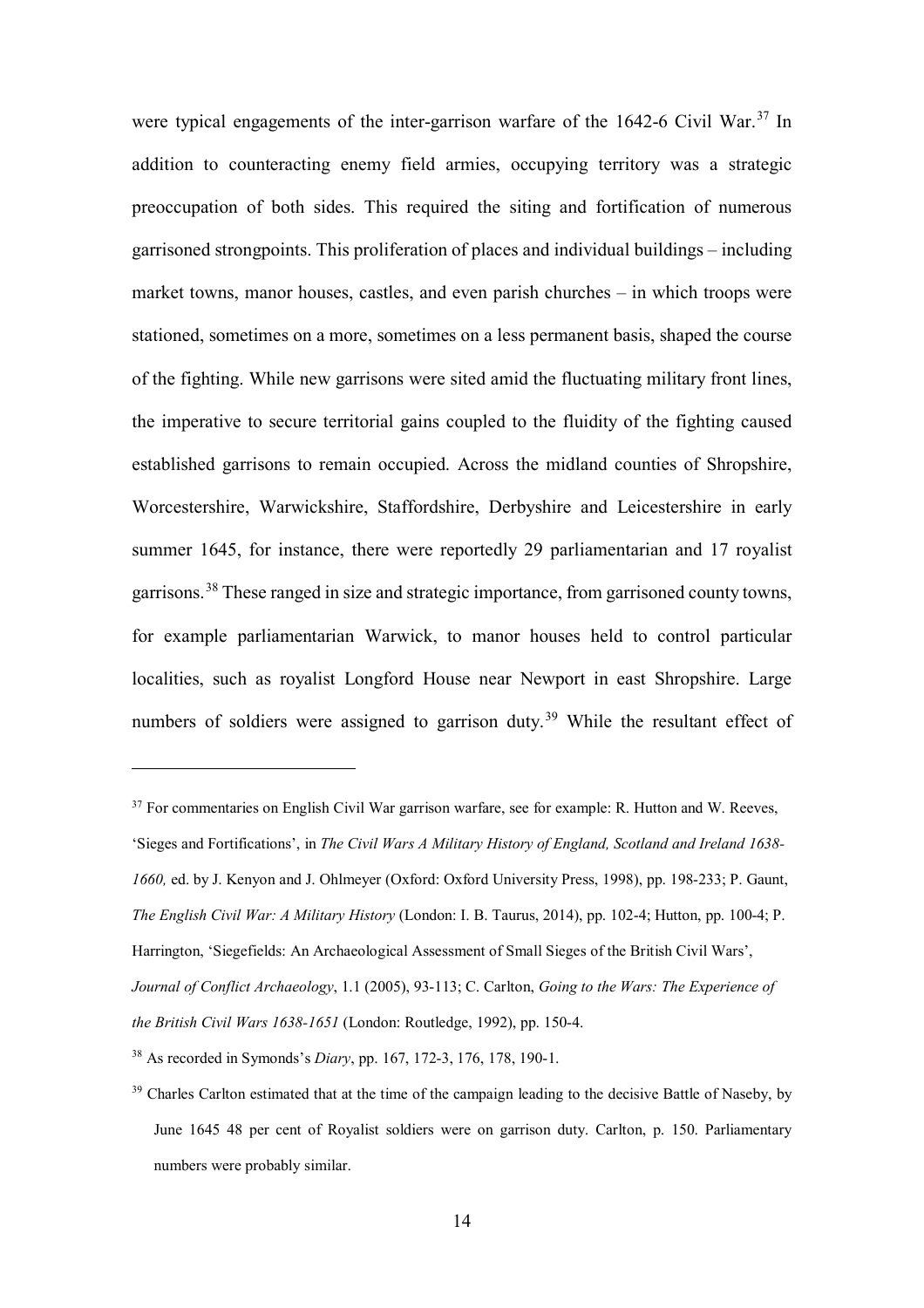were typical engagements of the inter-garrison warfare of the 1642-6 Civil War.[37] In addition to counteracting enemy field armies, occupying territory was a strategic preoccupation of both sides. This required the siting and fortification of numerous garrisoned strongpoints. This proliferation of places and individual buildings – including market towns, manor houses, castles, and even parish churches – in which troops were stationed, sometimes on a more, sometimes on a less permanent basis, shaped the course of the fighting. While new garrisons were sited amid the fluctuating military front lines, the imperative to secure territorial gains coupled to the fluidity of the fighting caused established garrisons to remain occupied. Across the midland counties of Shropshire, Worcestershire, Warwickshire, Staffordshire, Derbyshire and Leicestershire in early summer 1645, for instance, there were reportedly 29 parliamentarian and 17 royalist garrisons.[38] These ranged in size and strategic importance, from garrisoned county towns, for example parliamentarian Warwick, to manor houses held to control particular localities, such as royalist Longford House near Newport in east Shropshire. Large numbers of soldiers were assigned to garrison duty.[39] While the resultant effect of

---

[37] For commentaries on English Civil War garrison warfare, see for example: R. Hutton and W. Reeves, 'Sieges and Fortifications', in *The Civil Wars A Military History of England, Scotland and Ireland 1638-1660,* ed. by J. Kenyon and J. Ohlmeyer (Oxford: Oxford University Press, 1998), pp. 198-233; P. Gaunt, *The English Civil War: A Military History* (London: I. B. Taurus, 2014), pp. 102-4; Hutton, pp. 100-4; P. Harrington, 'Siegefields: An Archaeological Assessment of Small Sieges of the British Civil Wars', *Journal of Conflict Archaeology*, 1.1 (2005), 93-113; C. Carlton, *Going to the Wars: The Experience of the British Civil Wars 1638-1651* (London: Routledge, 1992), pp. 150-4.

[38] As recorded in Symonds's *Diary*, pp. 167, 172-3, 176, 178, 190-1.

[39] Charles Carlton estimated that at the time of the campaign leading to the decisive Battle of Naseby, by June 1645 48 per cent of Royalist soldiers were on garrison duty. Carlton, p. 150. Parliamentary numbers were probably similar.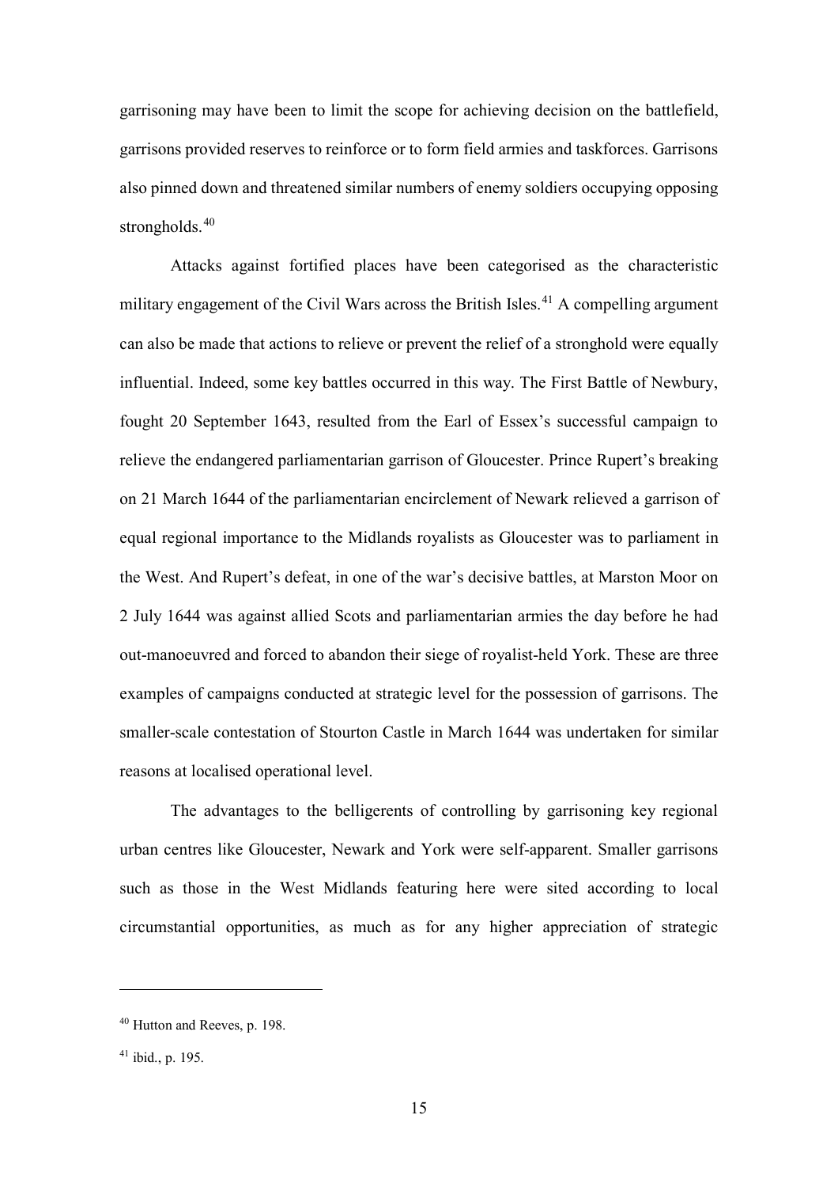garrisoning may have been to limit the scope for achieving decision on the battlefield, garrisons provided reserves to reinforce or to form field armies and taskforces. Garrisons also pinned down and threatened similar numbers of enemy soldiers occupying opposing strongholds.[40]

Attacks against fortified places have been categorised as the characteristic military engagement of the Civil Wars across the British Isles.[41] A compelling argument can also be made that actions to relieve or prevent the relief of a stronghold were equally influential. Indeed, some key battles occurred in this way. The First Battle of Newbury, fought 20 September 1643, resulted from the Earl of Essex's successful campaign to relieve the endangered parliamentarian garrison of Gloucester. Prince Rupert's breaking on 21 March 1644 of the parliamentarian encirclement of Newark relieved a garrison of equal regional importance to the Midlands royalists as Gloucester was to parliament in the West. And Rupert's defeat, in one of the war's decisive battles, at Marston Moor on 2 July 1644 was against allied Scots and parliamentarian armies the day before he had out-manoeuvred and forced to abandon their siege of royalist-held York. These are three examples of campaigns conducted at strategic level for the possession of garrisons. The smaller-scale contestation of Stourton Castle in March 1644 was undertaken for similar reasons at localised operational level.

The advantages to the belligerents of controlling by garrisoning key regional urban centres like Gloucester, Newark and York were self-apparent. Smaller garrisons such as those in the West Midlands featuring here were sited according to local circumstantial opportunities, as much as for any higher appreciation of strategic

[40] Hutton and Reeves, p. 198.

[41] ibid., p. 195.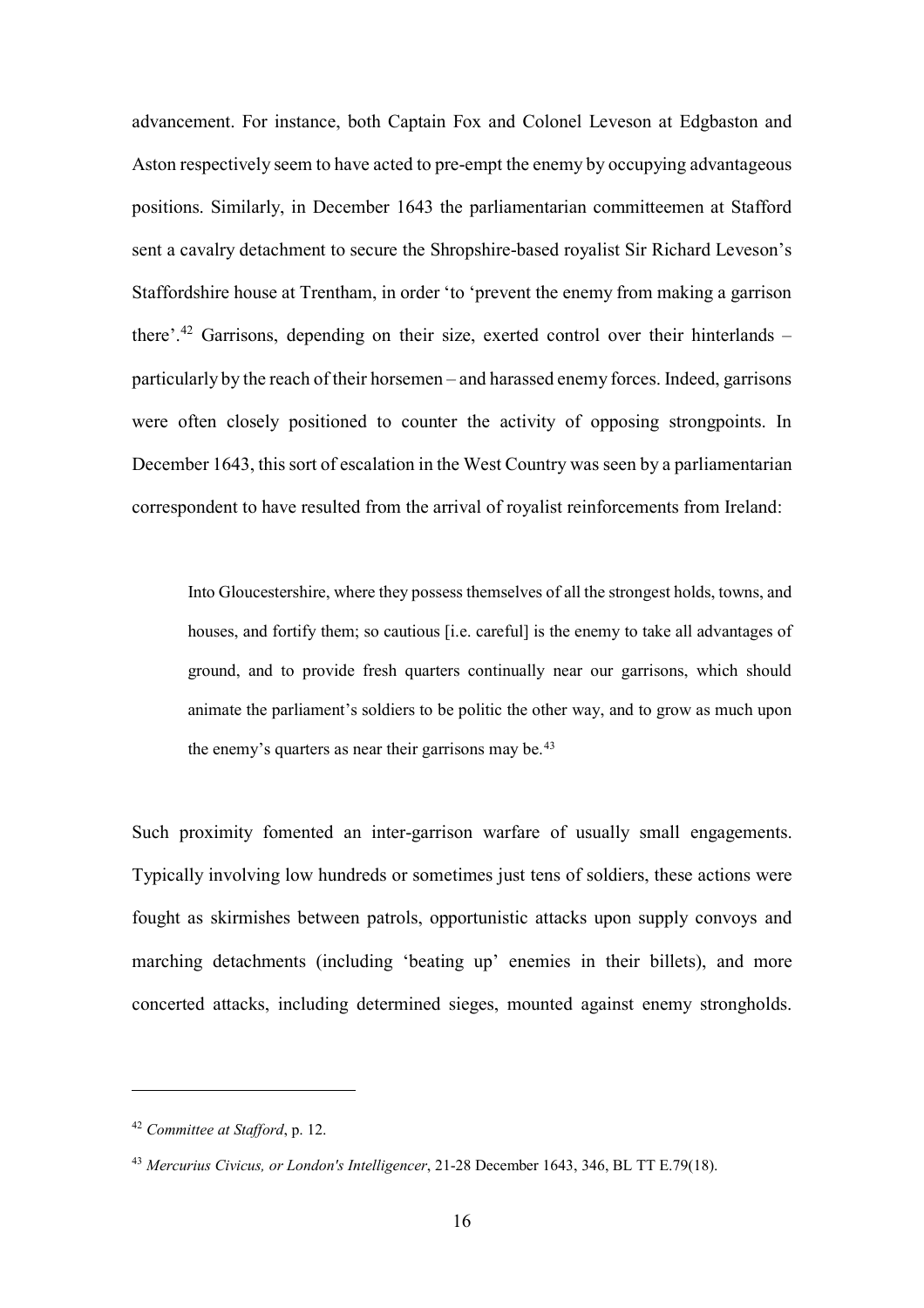advancement. For instance, both Captain Fox and Colonel Leveson at Edgbaston and Aston respectively seem to have acted to pre-empt the enemy by occupying advantageous positions. Similarly, in December 1643 the parliamentarian committeemen at Stafford sent a cavalry detachment to secure the Shropshire-based royalist Sir Richard Leveson's Staffordshire house at Trentham, in order 'to 'prevent the enemy from making a garrison there'.[42] Garrisons, depending on their size, exerted control over their hinterlands – particularly by the reach of their horsemen – and harassed enemy forces. Indeed, garrisons were often closely positioned to counter the activity of opposing strongpoints. In December 1643, this sort of escalation in the West Country was seen by a parliamentarian correspondent to have resulted from the arrival of royalist reinforcements from Ireland:

> Into Gloucestershire, where they possess themselves of all the strongest holds, towns, and houses, and fortify them; so cautious [i.e. careful] is the enemy to take all advantages of ground, and to provide fresh quarters continually near our garrisons, which should animate the parliament's soldiers to be politic the other way, and to grow as much upon the enemy's quarters as near their garrisons may be.[43]

Such proximity fomented an inter-garrison warfare of usually small engagements. Typically involving low hundreds or sometimes just tens of soldiers, these actions were fought as skirmishes between patrols, opportunistic attacks upon supply convoys and marching detachments (including 'beating up' enemies in their billets), and more concerted attacks, including determined sieges, mounted against enemy strongholds.

---

[42] *Committee at Stafford*, p. 12.

[43] *Mercurius Civicus, or London's Intelligencer*, 21-28 December 1643, 346, BL TT E.79(18).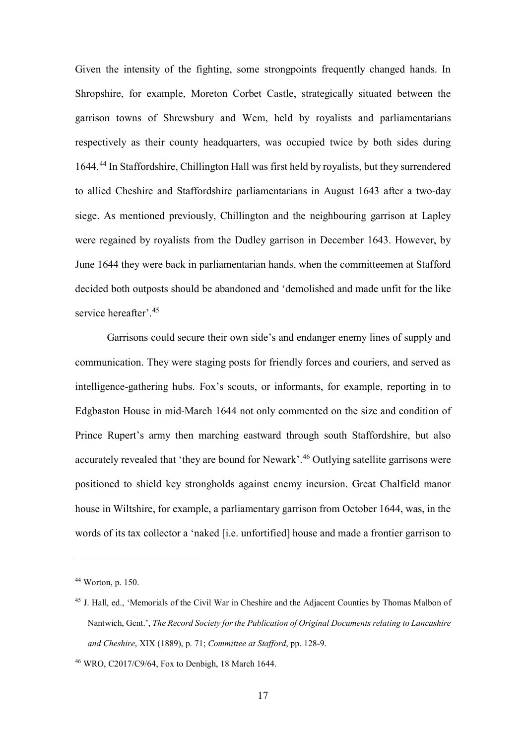Given the intensity of the fighting, some strongpoints frequently changed hands. In Shropshire, for example, Moreton Corbet Castle, strategically situated between the garrison towns of Shrewsbury and Wem, held by royalists and parliamentarians respectively as their county headquarters, was occupied twice by both sides during 1644.[44] In Staffordshire, Chillington Hall was first held by royalists, but they surrendered to allied Cheshire and Staffordshire parliamentarians in August 1643 after a two-day siege. As mentioned previously, Chillington and the neighbouring garrison at Lapley were regained by royalists from the Dudley garrison in December 1643. However, by June 1644 they were back in parliamentarian hands, when the committeemen at Stafford decided both outposts should be abandoned and 'demolished and made unfit for the like service hereafter'.[45]

Garrisons could secure their own side's and endanger enemy lines of supply and communication. They were staging posts for friendly forces and couriers, and served as intelligence-gathering hubs. Fox's scouts, or informants, for example, reporting in to Edgbaston House in mid-March 1644 not only commented on the size and condition of Prince Rupert's army then marching eastward through south Staffordshire, but also accurately revealed that 'they are bound for Newark'.[46] Outlying satellite garrisons were positioned to shield key strongholds against enemy incursion. Great Chalfield manor house in Wiltshire, for example, a parliamentary garrison from October 1644, was, in the words of its tax collector a 'naked [i.e. unfortified] house and made a frontier garrison to

---

[44] Worton, p. 150.

[45] J. Hall, ed., 'Memorials of the Civil War in Cheshire and the Adjacent Counties by Thomas Malbon of Nantwich, Gent.', *The Record Society for the Publication of Original Documents relating to Lancashire and Cheshire*, XIX (1889), p. 71; *Committee at Stafford*, pp. 128-9.

[46] WRO, C2017/C9/64, Fox to Denbigh, 18 March 1644.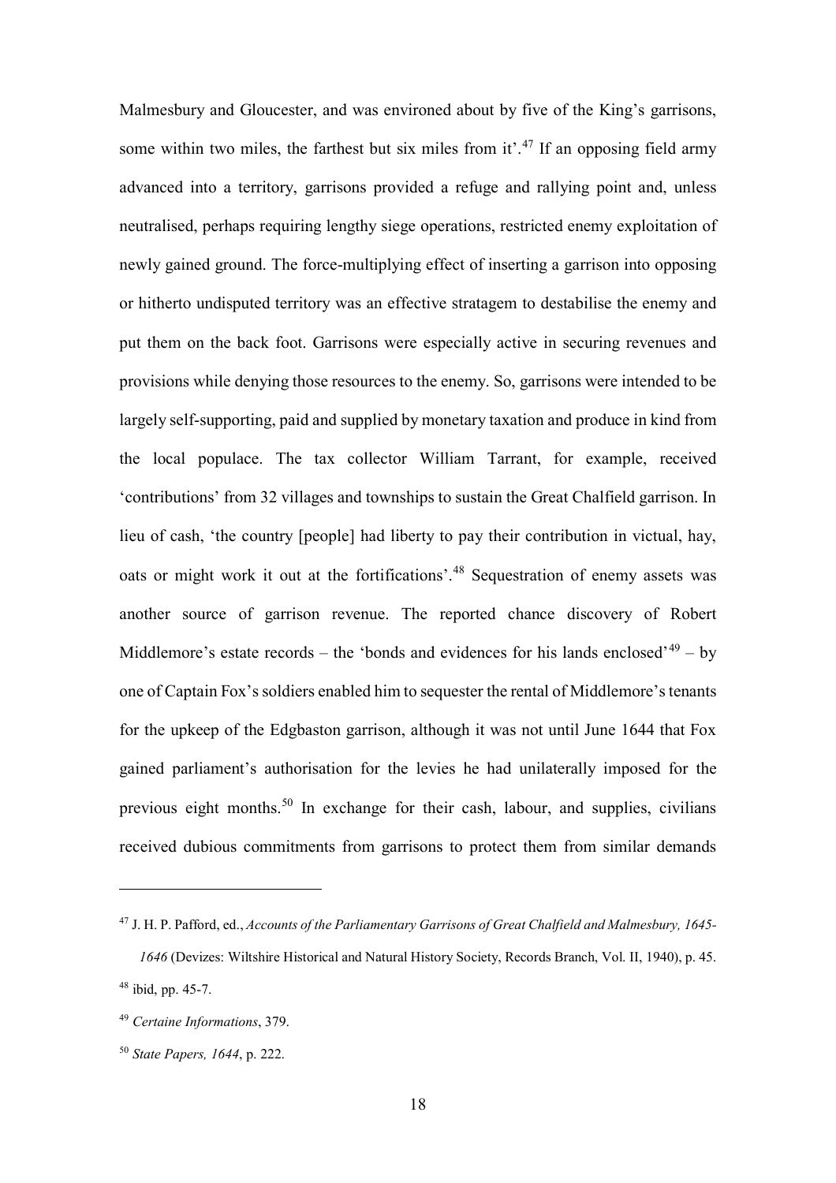Malmesbury and Gloucester, and was environed about by five of the King's garrisons, some within two miles, the farthest but six miles from it'.[47] If an opposing field army advanced into a territory, garrisons provided a refuge and rallying point and, unless neutralised, perhaps requiring lengthy siege operations, restricted enemy exploitation of newly gained ground. The force-multiplying effect of inserting a garrison into opposing or hitherto undisputed territory was an effective stratagem to destabilise the enemy and put them on the back foot. Garrisons were especially active in securing revenues and provisions while denying those resources to the enemy. So, garrisons were intended to be largely self-supporting, paid and supplied by monetary taxation and produce in kind from the local populace. The tax collector William Tarrant, for example, received 'contributions' from 32 villages and townships to sustain the Great Chalfield garrison. In lieu of cash, 'the country [people] had liberty to pay their contribution in victual, hay, oats or might work it out at the fortifications'.[48] Sequestration of enemy assets was another source of garrison revenue. The reported chance discovery of Robert Middlemore's estate records – the 'bonds and evidences for his lands enclosed'[49] – by one of Captain Fox's soldiers enabled him to sequester the rental of Middlemore's tenants for the upkeep of the Edgbaston garrison, although it was not until June 1644 that Fox gained parliament's authorisation for the levies he had unilaterally imposed for the previous eight months.[50] In exchange for their cash, labour, and supplies, civilians received dubious commitments from garrisons to protect them from similar demands

---

[47] J. H. P. Pafford, ed., *Accounts of the Parliamentary Garrisons of Great Chalfield and Malmesbury, 1645-1646* (Devizes: Wiltshire Historical and Natural History Society, Records Branch, Vol. II, 1940), p. 45.

[48] ibid, pp. 45-7.

[49] *Certaine Informations*, 379.

[50] *State Papers, 1644*, p. 222.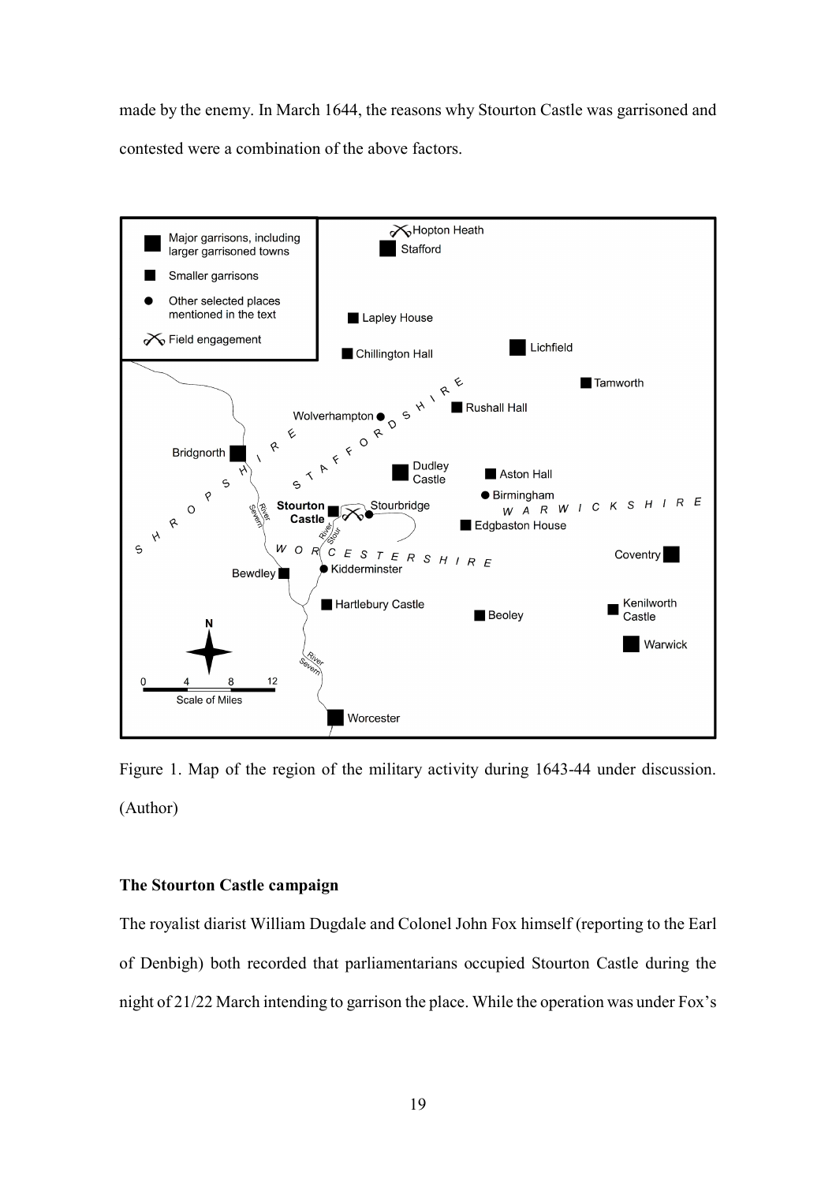made by the enemy. In March 1644, the reasons why Stourton Castle was garrisoned and contested were a combination of the above factors.

Figure 1. Map of the region of the military activity during 1643-44 under discussion. (Author)

## The Stourton Castle campaign

The royalist diarist William Dugdale and Colonel John Fox himself (reporting to the Earl of Denbigh) both recorded that parliamentarians occupied Stourton Castle during the night of 21/22 March intending to garrison the place. While the operation was under Fox's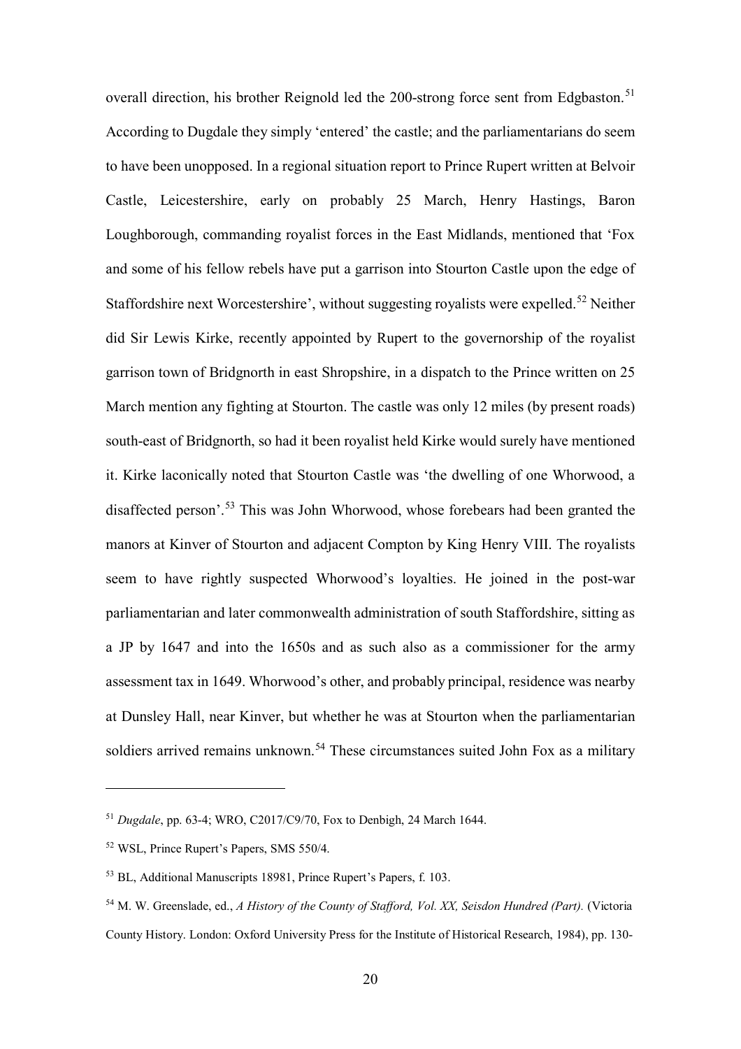overall direction, his brother Reignold led the 200-strong force sent from Edgbaston.[51] According to Dugdale they simply 'entered' the castle; and the parliamentarians do seem to have been unopposed. In a regional situation report to Prince Rupert written at Belvoir Castle, Leicestershire, early on probably 25 March, Henry Hastings, Baron Loughborough, commanding royalist forces in the East Midlands, mentioned that 'Fox and some of his fellow rebels have put a garrison into Stourton Castle upon the edge of Staffordshire next Worcestershire', without suggesting royalists were expelled.[52] Neither did Sir Lewis Kirke, recently appointed by Rupert to the governorship of the royalist garrison town of Bridgnorth in east Shropshire, in a dispatch to the Prince written on 25 March mention any fighting at Stourton. The castle was only 12 miles (by present roads) south-east of Bridgnorth, so had it been royalist held Kirke would surely have mentioned it. Kirke laconically noted that Stourton Castle was 'the dwelling of one Whorwood, a disaffected person'.[53] This was John Whorwood, whose forebears had been granted the manors at Kinver of Stourton and adjacent Compton by King Henry VIII. The royalists seem to have rightly suspected Whorwood's loyalties. He joined in the post-war parliamentarian and later commonwealth administration of south Staffordshire, sitting as a JP by 1647 and into the 1650s and as such also as a commissioner for the army assessment tax in 1649. Whorwood's other, and probably principal, residence was nearby at Dunsley Hall, near Kinver, but whether he was at Stourton when the parliamentarian soldiers arrived remains unknown.[54] These circumstances suited John Fox as a military

---

[51] *Dugdale*, pp. 63-4; WRO, C2017/C9/70, Fox to Denbigh, 24 March 1644.

[52] WSL, Prince Rupert's Papers, SMS 550/4.

[53] BL, Additional Manuscripts 18981, Prince Rupert's Papers, f. 103.

[54] M. W. Greenslade, ed., *A History of the County of Stafford, Vol. XX, Seisdon Hundred (Part).* (Victoria County History. London: Oxford University Press for the Institute of Historical Research, 1984), pp. 130-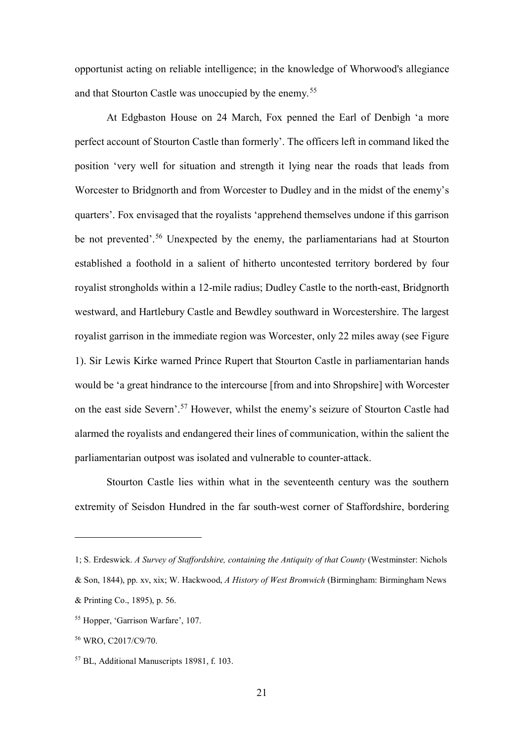opportunist acting on reliable intelligence; in the knowledge of Whorwood's allegiance and that Stourton Castle was unoccupied by the enemy.[55]

At Edgbaston House on 24 March, Fox penned the Earl of Denbigh 'a more perfect account of Stourton Castle than formerly'. The officers left in command liked the position 'very well for situation and strength it lying near the roads that leads from Worcester to Bridgnorth and from Worcester to Dudley and in the midst of the enemy's quarters'. Fox envisaged that the royalists 'apprehend themselves undone if this garrison be not prevented'.[56] Unexpected by the enemy, the parliamentarians had at Stourton established a foothold in a salient of hitherto uncontested territory bordered by four royalist strongholds within a 12-mile radius; Dudley Castle to the north-east, Bridgnorth westward, and Hartlebury Castle and Bewdley southward in Worcestershire. The largest royalist garrison in the immediate region was Worcester, only 22 miles away (see Figure 1). Sir Lewis Kirke warned Prince Rupert that Stourton Castle in parliamentarian hands would be 'a great hindrance to the intercourse [from and into Shropshire] with Worcester on the east side Severn'.[57] However, whilst the enemy's seizure of Stourton Castle had alarmed the royalists and endangered their lines of communication, within the salient the parliamentarian outpost was isolated and vulnerable to counter-attack.

Stourton Castle lies within what in the seventeenth century was the southern extremity of Seisdon Hundred in the far south-west corner of Staffordshire, bordering

---

1; S. Erdeswick. *A Survey of Staffordshire, containing the Antiquity of that County* (Westminster: Nichols & Son, 1844), pp. xv, xix; W. Hackwood, *A History of West Bromwich* (Birmingham: Birmingham News & Printing Co., 1895), p. 56.

[55] Hopper, 'Garrison Warfare', 107.

[56] WRO, C2017/C9/70.

[57] BL, Additional Manuscripts 18981, f. 103.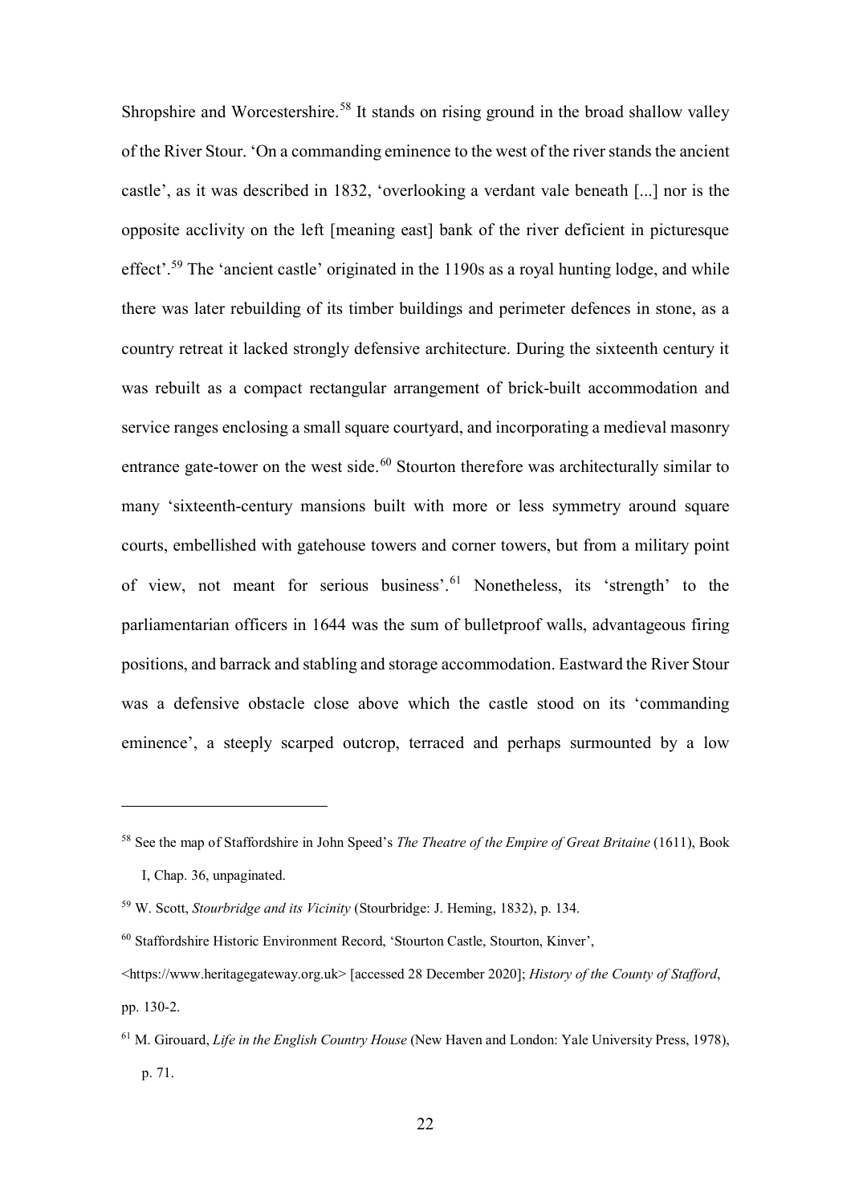Shropshire and Worcestershire.[58] It stands on rising ground in the broad shallow valley of the River Stour. 'On a commanding eminence to the west of the river stands the ancient castle', as it was described in 1832, 'overlooking a verdant vale beneath [...] nor is the opposite acclivity on the left [meaning east] bank of the river deficient in picturesque effect'.[59] The 'ancient castle' originated in the 1190s as a royal hunting lodge, and while there was later rebuilding of its timber buildings and perimeter defences in stone, as a country retreat it lacked strongly defensive architecture. During the sixteenth century it was rebuilt as a compact rectangular arrangement of brick-built accommodation and service ranges enclosing a small square courtyard, and incorporating a medieval masonry entrance gate-tower on the west side.[60] Stourton therefore was architecturally similar to many 'sixteenth-century mansions built with more or less symmetry around square courts, embellished with gatehouse towers and corner towers, but from a military point of view, not meant for serious business'.[61] Nonetheless, its 'strength' to the parliamentarian officers in 1644 was the sum of bulletproof walls, advantageous firing positions, and barrack and stabling and storage accommodation. Eastward the River Stour was a defensive obstacle close above which the castle stood on its 'commanding eminence', a steeply scarped outcrop, terraced and perhaps surmounted by a low

---

[58] See the map of Staffordshire in John Speed's *The Theatre of the Empire of Great Britaine* (1611), Book I, Chap. 36, unpaginated.

[59] W. Scott, *Stourbridge and its Vicinity* (Stourbridge: J. Heming, 1832), p. 134.

[60] Staffordshire Historic Environment Record, 'Stourton Castle, Stourton, Kinver', <https://www.heritagegateway.org.uk> [accessed 28 December 2020]; *History of the County of Stafford*, pp. 130-2.

[61] M. Girouard, *Life in the English Country House* (New Haven and London: Yale University Press, 1978), p. 71.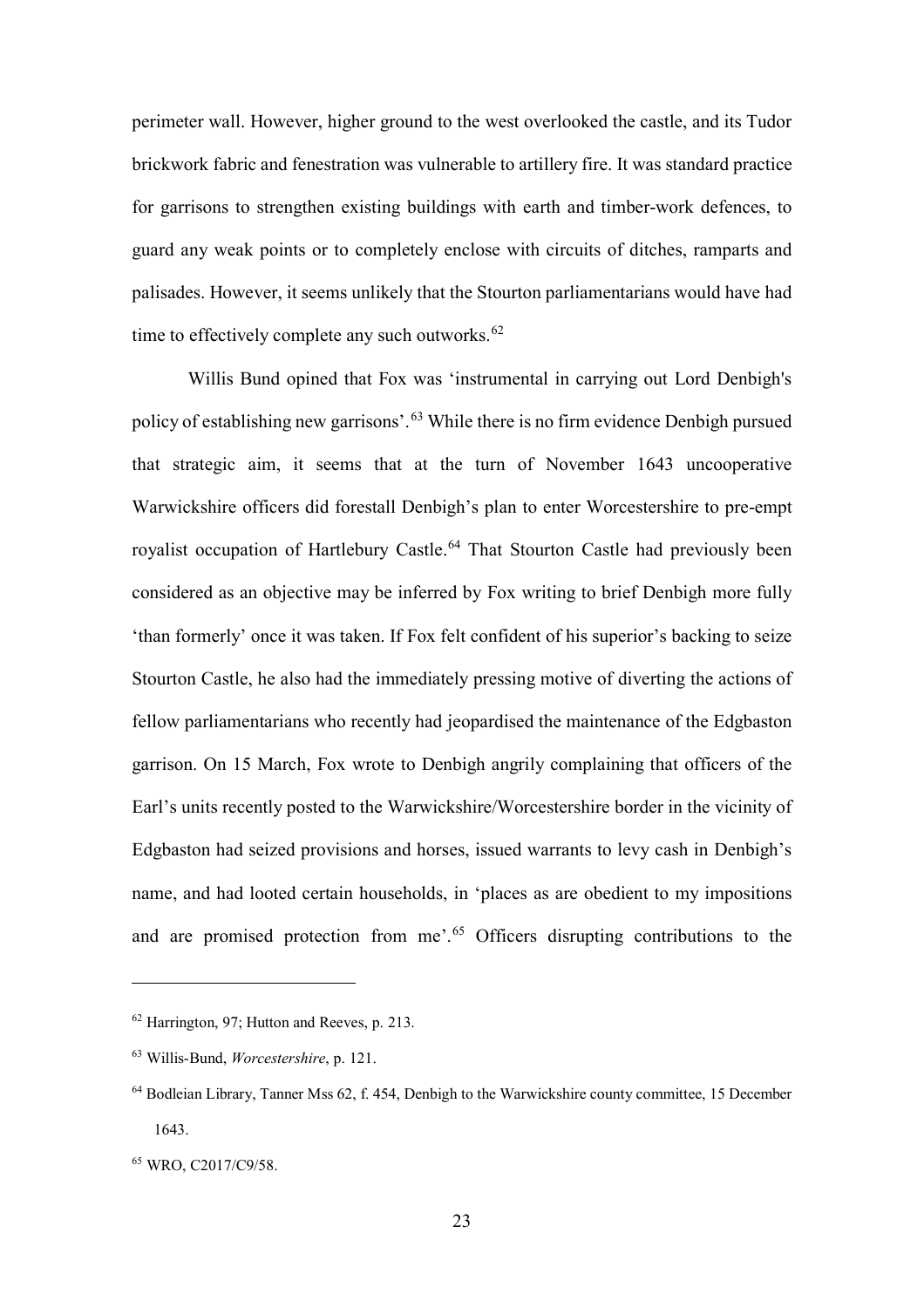perimeter wall. However, higher ground to the west overlooked the castle, and its Tudor brickwork fabric and fenestration was vulnerable to artillery fire. It was standard practice for garrisons to strengthen existing buildings with earth and timber-work defences, to guard any weak points or to completely enclose with circuits of ditches, ramparts and palisades. However, it seems unlikely that the Stourton parliamentarians would have had time to effectively complete any such outworks.[62]

Willis Bund opined that Fox was 'instrumental in carrying out Lord Denbigh's policy of establishing new garrisons'.[63] While there is no firm evidence Denbigh pursued that strategic aim, it seems that at the turn of November 1643 uncooperative Warwickshire officers did forestall Denbigh's plan to enter Worcestershire to pre-empt royalist occupation of Hartlebury Castle.[64] That Stourton Castle had previously been considered as an objective may be inferred by Fox writing to brief Denbigh more fully 'than formerly' once it was taken. If Fox felt confident of his superior's backing to seize Stourton Castle, he also had the immediately pressing motive of diverting the actions of fellow parliamentarians who recently had jeopardised the maintenance of the Edgbaston garrison. On 15 March, Fox wrote to Denbigh angrily complaining that officers of the Earl's units recently posted to the Warwickshire/Worcestershire border in the vicinity of Edgbaston had seized provisions and horses, issued warrants to levy cash in Denbigh's name, and had looted certain households, in 'places as are obedient to my impositions and are promised protection from me'.[65] Officers disrupting contributions to the

---

[62] Harrington, 97; Hutton and Reeves, p. 213.

[63] Willis-Bund, *Worcestershire*, p. 121.

[64] Bodleian Library, Tanner Mss 62, f. 454, Denbigh to the Warwickshire county committee, 15 December 1643.

[65] WRO, C2017/C9/58.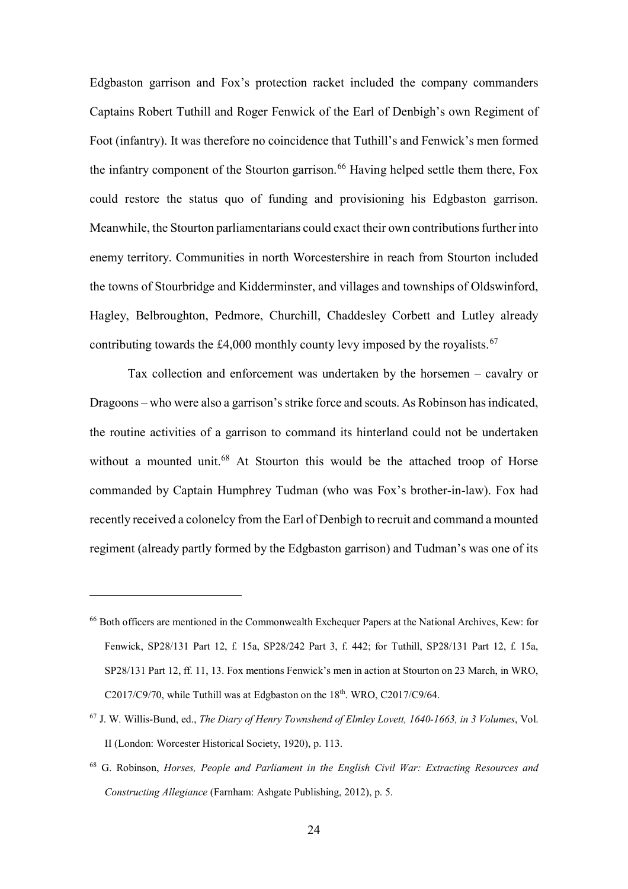Edgbaston garrison and Fox's protection racket included the company commanders Captains Robert Tuthill and Roger Fenwick of the Earl of Denbigh's own Regiment of Foot (infantry). It was therefore no coincidence that Tuthill's and Fenwick's men formed the infantry component of the Stourton garrison.[66] Having helped settle them there, Fox could restore the status quo of funding and provisioning his Edgbaston garrison. Meanwhile, the Stourton parliamentarians could exact their own contributions further into enemy territory. Communities in north Worcestershire in reach from Stourton included the towns of Stourbridge and Kidderminster, and villages and townships of Oldswinford, Hagley, Belbroughton, Pedmore, Churchill, Chaddesley Corbett and Lutley already contributing towards the £4,000 monthly county levy imposed by the royalists.[67]

Tax collection and enforcement was undertaken by the horsemen – cavalry or Dragoons – who were also a garrison's strike force and scouts. As Robinson has indicated, the routine activities of a garrison to command its hinterland could not be undertaken without a mounted unit.[68] At Stourton this would be the attached troop of Horse commanded by Captain Humphrey Tudman (who was Fox's brother-in-law). Fox had recently received a colonelcy from the Earl of Denbigh to recruit and command a mounted regiment (already partly formed by the Edgbaston garrison) and Tudman's was one of its

---

[66] Both officers are mentioned in the Commonwealth Exchequer Papers at the National Archives, Kew: for Fenwick, SP28/131 Part 12, f. 15a, SP28/242 Part 3, f. 442; for Tuthill, SP28/131 Part 12, f. 15a, SP28/131 Part 12, ff. 11, 13. Fox mentions Fenwick's men in action at Stourton on 23 March, in WRO, C2017/C9/70, while Tuthill was at Edgbaston on the 18th. WRO, C2017/C9/64.

[67] J. W. Willis-Bund, ed., *The Diary of Henry Townshend of Elmley Lovett, 1640-1663, in 3 Volumes*, Vol. II (London: Worcester Historical Society, 1920), p. 113.

[68] G. Robinson, *Horses, People and Parliament in the English Civil War: Extracting Resources and Constructing Allegiance* (Farnham: Ashgate Publishing, 2012), p. 5.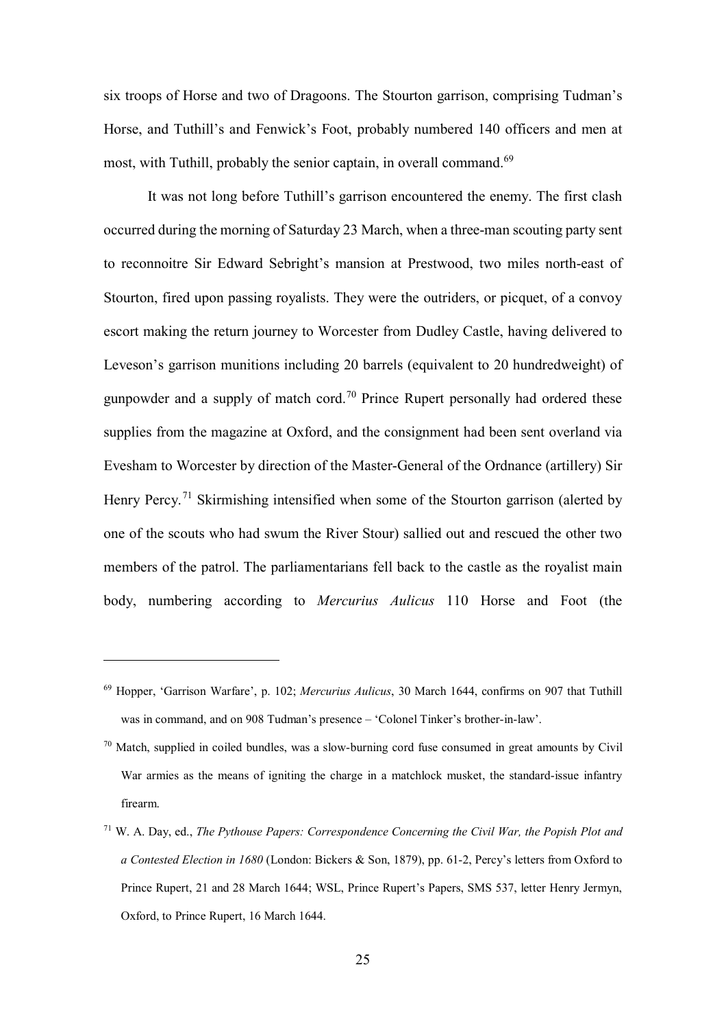six troops of Horse and two of Dragoons. The Stourton garrison, comprising Tudman's Horse, and Tuthill's and Fenwick's Foot, probably numbered 140 officers and men at most, with Tuthill, probably the senior captain, in overall command.[69]

It was not long before Tuthill's garrison encountered the enemy. The first clash occurred during the morning of Saturday 23 March, when a three-man scouting party sent to reconnoitre Sir Edward Sebright's mansion at Prestwood, two miles north-east of Stourton, fired upon passing royalists. They were the outriders, or picquet, of a convoy escort making the return journey to Worcester from Dudley Castle, having delivered to Leveson's garrison munitions including 20 barrels (equivalent to 20 hundredweight) of gunpowder and a supply of match cord.[70] Prince Rupert personally had ordered these supplies from the magazine at Oxford, and the consignment had been sent overland via Evesham to Worcester by direction of the Master-General of the Ordnance (artillery) Sir Henry Percy.[71] Skirmishing intensified when some of the Stourton garrison (alerted by one of the scouts who had swum the River Stour) sallied out and rescued the other two members of the patrol. The parliamentarians fell back to the castle as the royalist main body, numbering according to *Mercurius Aulicus* 110 Horse and Foot (the

---

[69] Hopper, 'Garrison Warfare', p. 102; *Mercurius Aulicus*, 30 March 1644, confirms on 907 that Tuthill was in command, and on 908 Tudman's presence – 'Colonel Tinker's brother-in-law'.

[70] Match, supplied in coiled bundles, was a slow-burning cord fuse consumed in great amounts by Civil War armies as the means of igniting the charge in a matchlock musket, the standard-issue infantry firearm.

[71] W. A. Day, ed., *The Pythouse Papers: Correspondence Concerning the Civil War, the Popish Plot and a Contested Election in 1680* (London: Bickers & Son, 1879), pp. 61-2, Percy's letters from Oxford to Prince Rupert, 21 and 28 March 1644; WSL, Prince Rupert's Papers, SMS 537, letter Henry Jermyn, Oxford, to Prince Rupert, 16 March 1644.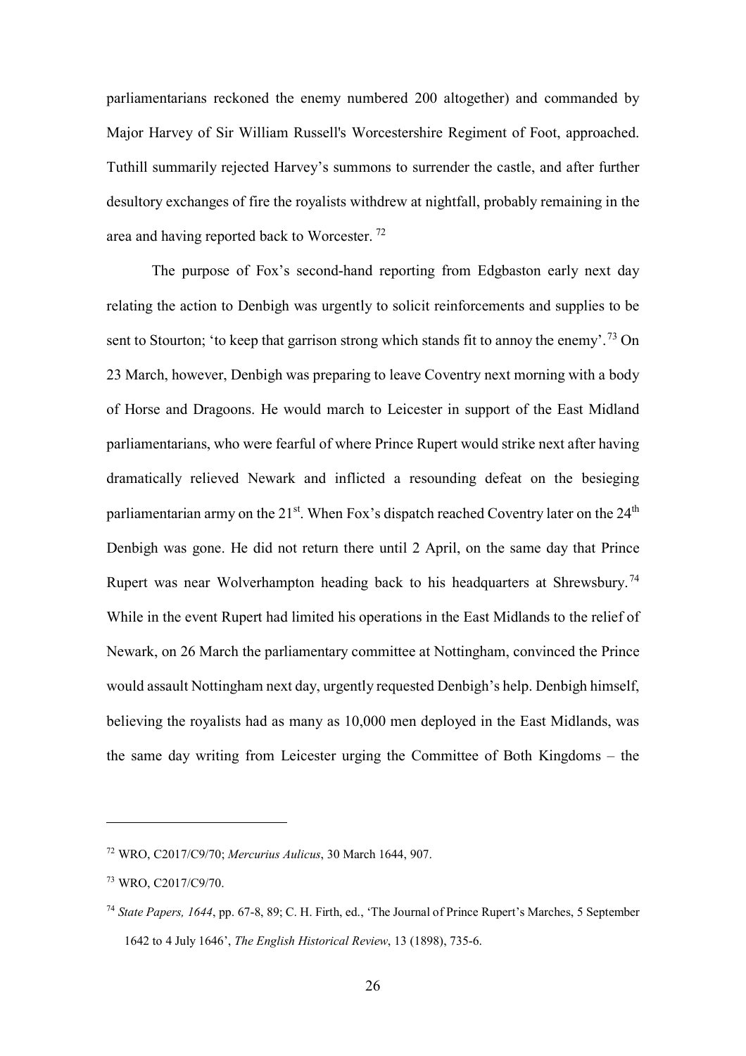parliamentarians reckoned the enemy numbered 200 altogether) and commanded by Major Harvey of Sir William Russell's Worcestershire Regiment of Foot, approached. Tuthill summarily rejected Harvey's summons to surrender the castle, and after further desultory exchanges of fire the royalists withdrew at nightfall, probably remaining in the area and having reported back to Worcester. [72]

The purpose of Fox's second-hand reporting from Edgbaston early next day relating the action to Denbigh was urgently to solicit reinforcements and supplies to be sent to Stourton; 'to keep that garrison strong which stands fit to annoy the enemy'. [73] On 23 March, however, Denbigh was preparing to leave Coventry next morning with a body of Horse and Dragoons. He would march to Leicester in support of the East Midland parliamentarians, who were fearful of where Prince Rupert would strike next after having dramatically relieved Newark and inflicted a resounding defeat on the besieging parliamentarian army on the 21st. When Fox's dispatch reached Coventry later on the 24th Denbigh was gone. He did not return there until 2 April, on the same day that Prince Rupert was near Wolverhampton heading back to his headquarters at Shrewsbury. [74] While in the event Rupert had limited his operations in the East Midlands to the relief of Newark, on 26 March the parliamentary committee at Nottingham, convinced the Prince would assault Nottingham next day, urgently requested Denbigh's help. Denbigh himself, believing the royalists had as many as 10,000 men deployed in the East Midlands, was the same day writing from Leicester urging the Committee of Both Kingdoms – the

---

[72] WRO, C2017/C9/70; *Mercurius Aulicus*, 30 March 1644, 907.

[73] WRO, C2017/C9/70.

[74] *State Papers, 1644*, pp. 67-8, 89; C. H. Firth, ed., 'The Journal of Prince Rupert's Marches, 5 September 1642 to 4 July 1646', *The English Historical Review*, 13 (1898), 735-6.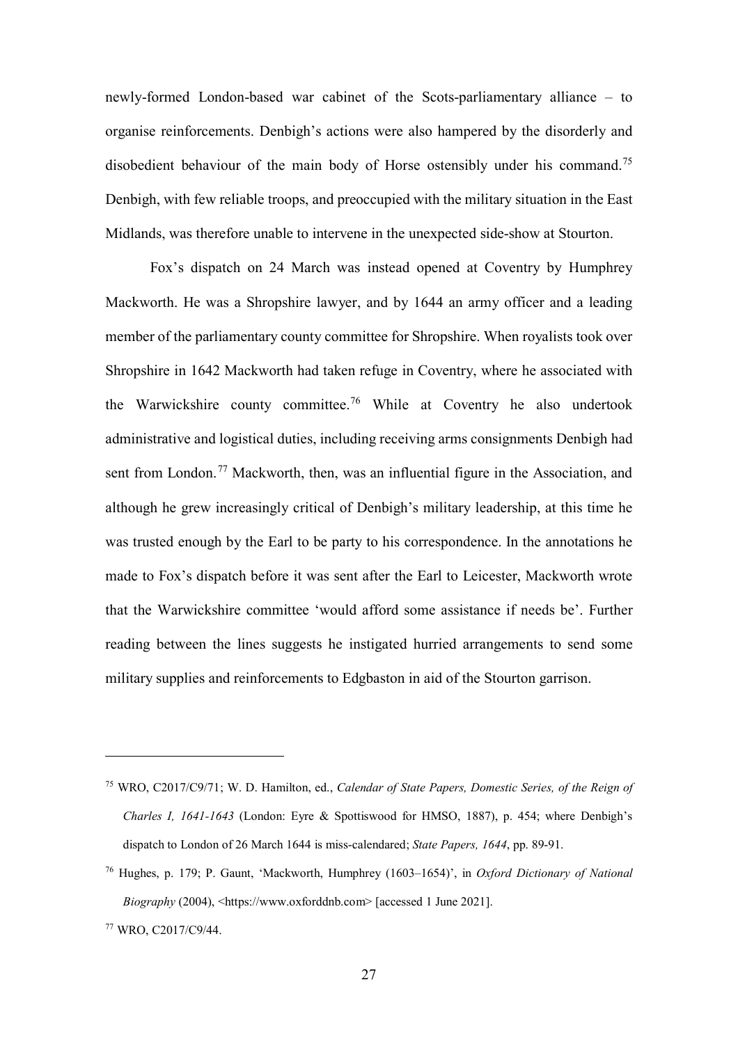newly-formed London-based war cabinet of the Scots-parliamentary alliance – to organise reinforcements. Denbigh's actions were also hampered by the disorderly and disobedient behaviour of the main body of Horse ostensibly under his command.[75] Denbigh, with few reliable troops, and preoccupied with the military situation in the East Midlands, was therefore unable to intervene in the unexpected side-show at Stourton.

Fox's dispatch on 24 March was instead opened at Coventry by Humphrey Mackworth. He was a Shropshire lawyer, and by 1644 an army officer and a leading member of the parliamentary county committee for Shropshire. When royalists took over Shropshire in 1642 Mackworth had taken refuge in Coventry, where he associated with the Warwickshire county committee.[76] While at Coventry he also undertook administrative and logistical duties, including receiving arms consignments Denbigh had sent from London.[77] Mackworth, then, was an influential figure in the Association, and although he grew increasingly critical of Denbigh's military leadership, at this time he was trusted enough by the Earl to be party to his correspondence. In the annotations he made to Fox's dispatch before it was sent after the Earl to Leicester, Mackworth wrote that the Warwickshire committee 'would afford some assistance if needs be'. Further reading between the lines suggests he instigated hurried arrangements to send some military supplies and reinforcements to Edgbaston in aid of the Stourton garrison.

---

[75] WRO, C2017/C9/71; W. D. Hamilton, ed., *Calendar of State Papers, Domestic Series, of the Reign of Charles I, 1641-1643* (London: Eyre & Spottiswood for HMSO, 1887), p. 454; where Denbigh's dispatch to London of 26 March 1644 is miss-calendared; *State Papers, 1644*, pp. 89-91.

[76] Hughes, p. 179; P. Gaunt, 'Mackworth, Humphrey (1603–1654)', in *Oxford Dictionary of National Biography* (2004), <https://www.oxforddnb.com> [accessed 1 June 2021].

[77] WRO, C2017/C9/44.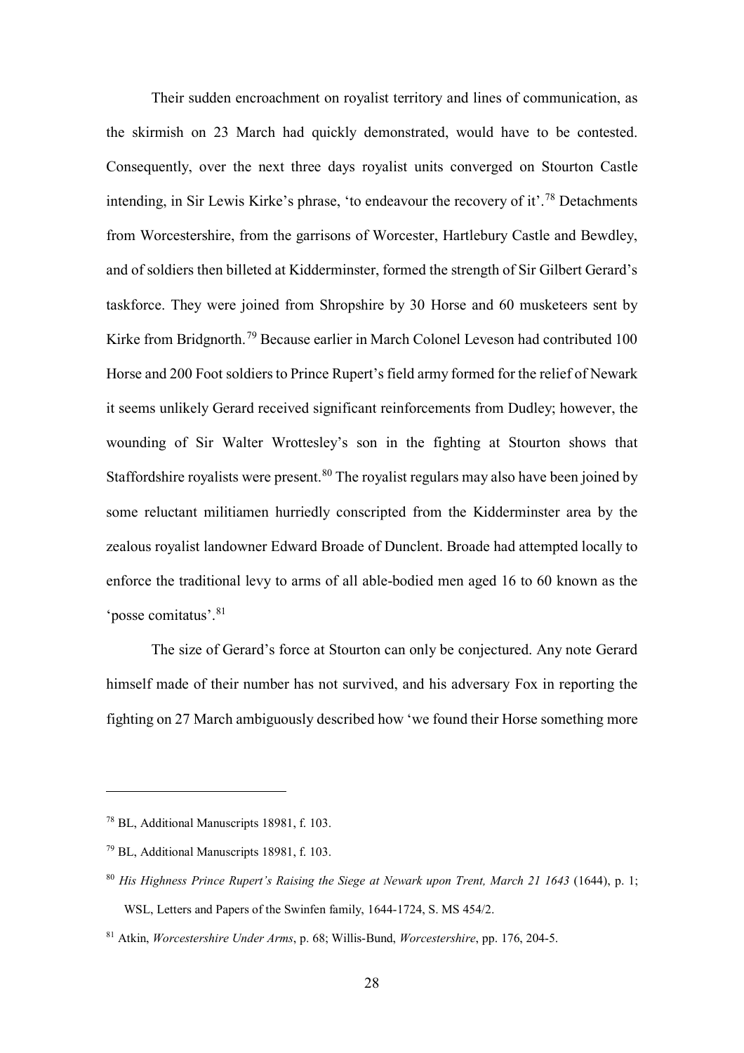Their sudden encroachment on royalist territory and lines of communication, as the skirmish on 23 March had quickly demonstrated, would have to be contested. Consequently, over the next three days royalist units converged on Stourton Castle intending, in Sir Lewis Kirke's phrase, 'to endeavour the recovery of it'.[78] Detachments from Worcestershire, from the garrisons of Worcester, Hartlebury Castle and Bewdley, and of soldiers then billeted at Kidderminster, formed the strength of Sir Gilbert Gerard's taskforce. They were joined from Shropshire by 30 Horse and 60 musketeers sent by Kirke from Bridgnorth.[79] Because earlier in March Colonel Leveson had contributed 100 Horse and 200 Foot soldiers to Prince Rupert's field army formed for the relief of Newark it seems unlikely Gerard received significant reinforcements from Dudley; however, the wounding of Sir Walter Wrottesley's son in the fighting at Stourton shows that Staffordshire royalists were present.[80] The royalist regulars may also have been joined by some reluctant militiamen hurriedly conscripted from the Kidderminster area by the zealous royalist landowner Edward Broade of Dunclent. Broade had attempted locally to enforce the traditional levy to arms of all able-bodied men aged 16 to 60 known as the 'posse comitatus'.[81]

The size of Gerard's force at Stourton can only be conjectured. Any note Gerard himself made of their number has not survived, and his adversary Fox in reporting the fighting on 27 March ambiguously described how 'we found their Horse something more

---

[78] BL, Additional Manuscripts 18981, f. 103.

[79] BL, Additional Manuscripts 18981, f. 103.

[80] *His Highness Prince Rupert's Raising the Siege at Newark upon Trent, March 21 1643* (1644), p. 1; WSL, Letters and Papers of the Swinfen family, 1644-1724, S. MS 454/2.

[81] Atkin, *Worcestershire Under Arms*, p. 68; Willis-Bund, *Worcestershire*, pp. 176, 204-5.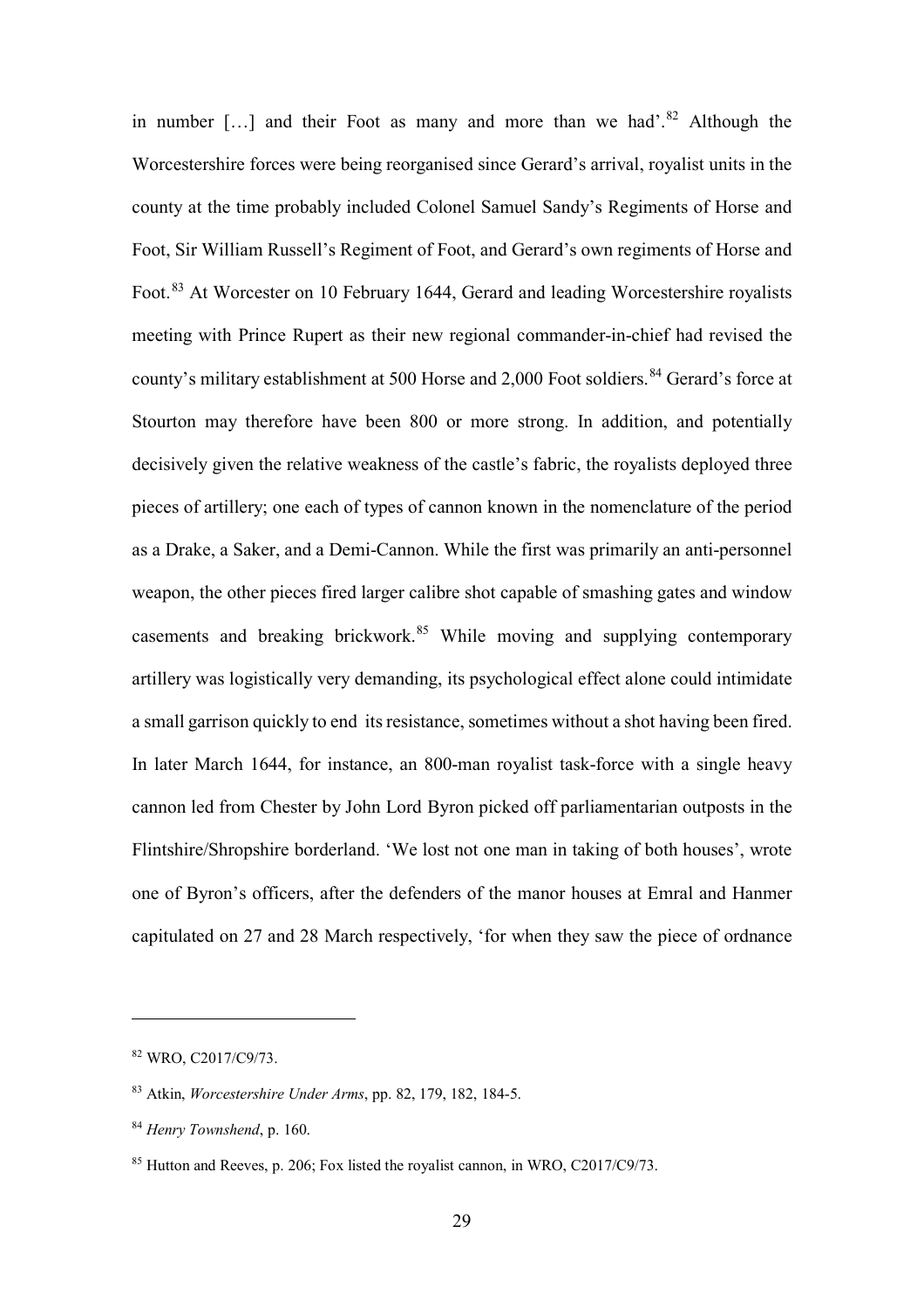in number […] and their Foot as many and more than we had'.[82] Although the Worcestershire forces were being reorganised since Gerard's arrival, royalist units in the county at the time probably included Colonel Samuel Sandy's Regiments of Horse and Foot, Sir William Russell's Regiment of Foot, and Gerard's own regiments of Horse and Foot.[83] At Worcester on 10 February 1644, Gerard and leading Worcestershire royalists meeting with Prince Rupert as their new regional commander-in-chief had revised the county's military establishment at 500 Horse and 2,000 Foot soldiers.[84] Gerard's force at Stourton may therefore have been 800 or more strong. In addition, and potentially decisively given the relative weakness of the castle's fabric, the royalists deployed three pieces of artillery; one each of types of cannon known in the nomenclature of the period as a Drake, a Saker, and a Demi-Cannon. While the first was primarily an anti-personnel weapon, the other pieces fired larger calibre shot capable of smashing gates and window casements and breaking brickwork.[85] While moving and supplying contemporary artillery was logistically very demanding, its psychological effect alone could intimidate a small garrison quickly to end its resistance, sometimes without a shot having been fired. In later March 1644, for instance, an 800-man royalist task-force with a single heavy cannon led from Chester by John Lord Byron picked off parliamentarian outposts in the Flintshire/Shropshire borderland. 'We lost not one man in taking of both houses', wrote one of Byron's officers, after the defenders of the manor houses at Emral and Hanmer capitulated on 27 and 28 March respectively, 'for when they saw the piece of ordnance

---

[82] WRO, C2017/C9/73.

[83] Atkin, *Worcestershire Under Arms*, pp. 82, 179, 182, 184-5.

[84] *Henry Townshend*, p. 160.

[85] Hutton and Reeves, p. 206; Fox listed the royalist cannon, in WRO, C2017/C9/73.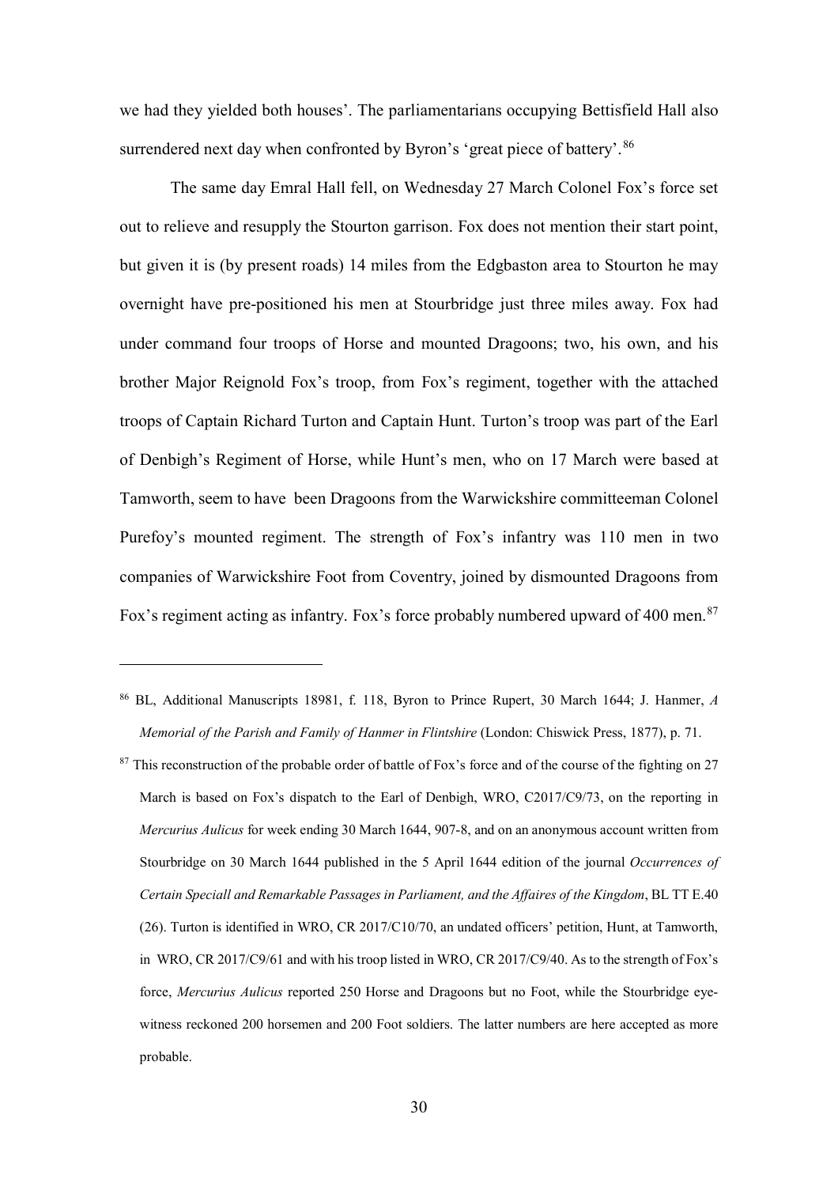we had they yielded both houses'. The parliamentarians occupying Bettisfield Hall also surrendered next day when confronted by Byron's 'great piece of battery'.[86]

The same day Emral Hall fell, on Wednesday 27 March Colonel Fox's force set out to relieve and resupply the Stourton garrison. Fox does not mention their start point, but given it is (by present roads) 14 miles from the Edgbaston area to Stourton he may overnight have pre-positioned his men at Stourbridge just three miles away. Fox had under command four troops of Horse and mounted Dragoons; two, his own, and his brother Major Reignold Fox's troop, from Fox's regiment, together with the attached troops of Captain Richard Turton and Captain Hunt. Turton's troop was part of the Earl of Denbigh's Regiment of Horse, while Hunt's men, who on 17 March were based at Tamworth, seem to have been Dragoons from the Warwickshire committeeman Colonel Purefoy's mounted regiment. The strength of Fox's infantry was 110 men in two companies of Warwickshire Foot from Coventry, joined by dismounted Dragoons from Fox's regiment acting as infantry. Fox's force probably numbered upward of 400 men.[87]

---

[86] BL, Additional Manuscripts 18981, f. 118, Byron to Prince Rupert, 30 March 1644; J. Hanmer, *A Memorial of the Parish and Family of Hanmer in Flintshire* (London: Chiswick Press, 1877), p. 71.

[87] This reconstruction of the probable order of battle of Fox's force and of the course of the fighting on 27 March is based on Fox's dispatch to the Earl of Denbigh, WRO, C2017/C9/73, on the reporting in *Mercurius Aulicus* for week ending 30 March 1644, 907-8, and on an anonymous account written from Stourbridge on 30 March 1644 published in the 5 April 1644 edition of the journal *Occurrences of Certain Speciall and Remarkable Passages in Parliament, and the Affaires of the Kingdom*, BL TT E.40 (26). Turton is identified in WRO, CR 2017/C10/70, an undated officers' petition, Hunt, at Tamworth, in WRO, CR 2017/C9/61 and with his troop listed in WRO, CR 2017/C9/40. As to the strength of Fox's force, *Mercurius Aulicus* reported 250 Horse and Dragoons but no Foot, while the Stourbridge eye-witness reckoned 200 horsemen and 200 Foot soldiers. The latter numbers are here accepted as more probable.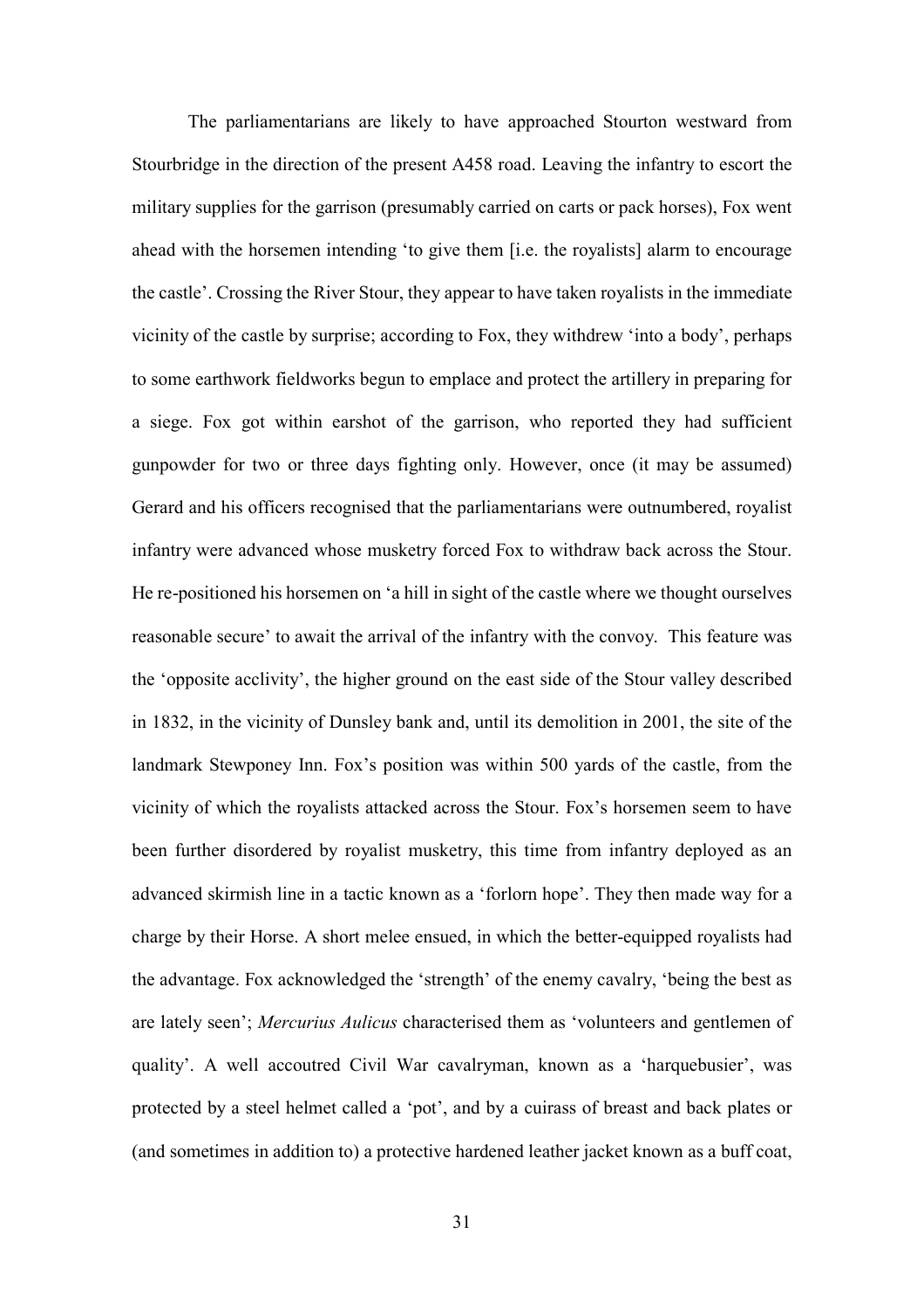The parliamentarians are likely to have approached Stourton westward from Stourbridge in the direction of the present A458 road. Leaving the infantry to escort the military supplies for the garrison (presumably carried on carts or pack horses), Fox went ahead with the horsemen intending 'to give them [i.e. the royalists] alarm to encourage the castle'. Crossing the River Stour, they appear to have taken royalists in the immediate vicinity of the castle by surprise; according to Fox, they withdrew 'into a body', perhaps to some earthwork fieldworks begun to emplace and protect the artillery in preparing for a siege. Fox got within earshot of the garrison, who reported they had sufficient gunpowder for two or three days fighting only. However, once (it may be assumed) Gerard and his officers recognised that the parliamentarians were outnumbered, royalist infantry were advanced whose musketry forced Fox to withdraw back across the Stour. He re-positioned his horsemen on 'a hill in sight of the castle where we thought ourselves reasonable secure' to await the arrival of the infantry with the convoy. This feature was the 'opposite acclivity', the higher ground on the east side of the Stour valley described in 1832, in the vicinity of Dunsley bank and, until its demolition in 2001, the site of the landmark Stewponey Inn. Fox's position was within 500 yards of the castle, from the vicinity of which the royalists attacked across the Stour. Fox's horsemen seem to have been further disordered by royalist musketry, this time from infantry deployed as an advanced skirmish line in a tactic known as a 'forlorn hope'. They then made way for a charge by their Horse. A short melee ensued, in which the better-equipped royalists had the advantage. Fox acknowledged the 'strength' of the enemy cavalry, 'being the best as are lately seen'; *Mercurius Aulicus* characterised them as 'volunteers and gentlemen of quality'. A well accoutred Civil War cavalryman, known as a 'harquebusier', was protected by a steel helmet called a 'pot', and by a cuirass of breast and back plates or (and sometimes in addition to) a protective hardened leather jacket known as a buff coat,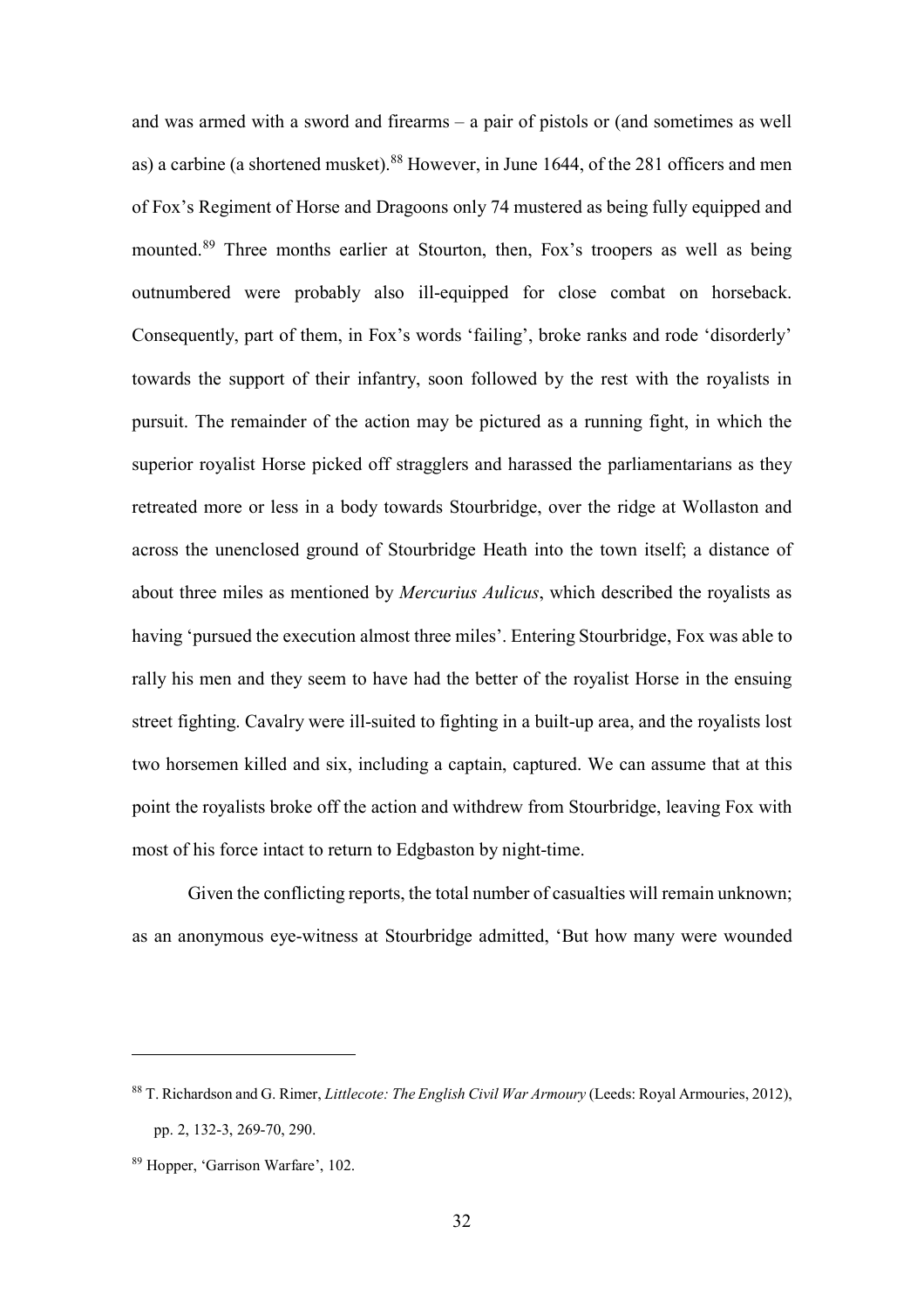and was armed with a sword and firearms – a pair of pistols or (and sometimes as well as) a carbine (a shortened musket).[88] However, in June 1644, of the 281 officers and men of Fox's Regiment of Horse and Dragoons only 74 mustered as being fully equipped and mounted.[89] Three months earlier at Stourton, then, Fox's troopers as well as being outnumbered were probably also ill-equipped for close combat on horseback. Consequently, part of them, in Fox's words 'failing', broke ranks and rode 'disorderly' towards the support of their infantry, soon followed by the rest with the royalists in pursuit. The remainder of the action may be pictured as a running fight, in which the superior royalist Horse picked off stragglers and harassed the parliamentarians as they retreated more or less in a body towards Stourbridge, over the ridge at Wollaston and across the unenclosed ground of Stourbridge Heath into the town itself; a distance of about three miles as mentioned by *Mercurius Aulicus*, which described the royalists as having 'pursued the execution almost three miles'. Entering Stourbridge, Fox was able to rally his men and they seem to have had the better of the royalist Horse in the ensuing street fighting. Cavalry were ill-suited to fighting in a built-up area, and the royalists lost two horsemen killed and six, including a captain, captured. We can assume that at this point the royalists broke off the action and withdrew from Stourbridge, leaving Fox with most of his force intact to return to Edgbaston by night-time.

Given the conflicting reports, the total number of casualties will remain unknown; as an anonymous eye-witness at Stourbridge admitted, 'But how many were wounded

---

[88] T. Richardson and G. Rimer, *Littlecote: The English Civil War Armoury* (Leeds: Royal Armouries, 2012), pp. 2, 132-3, 269-70, 290.

[89] Hopper, 'Garrison Warfare', 102.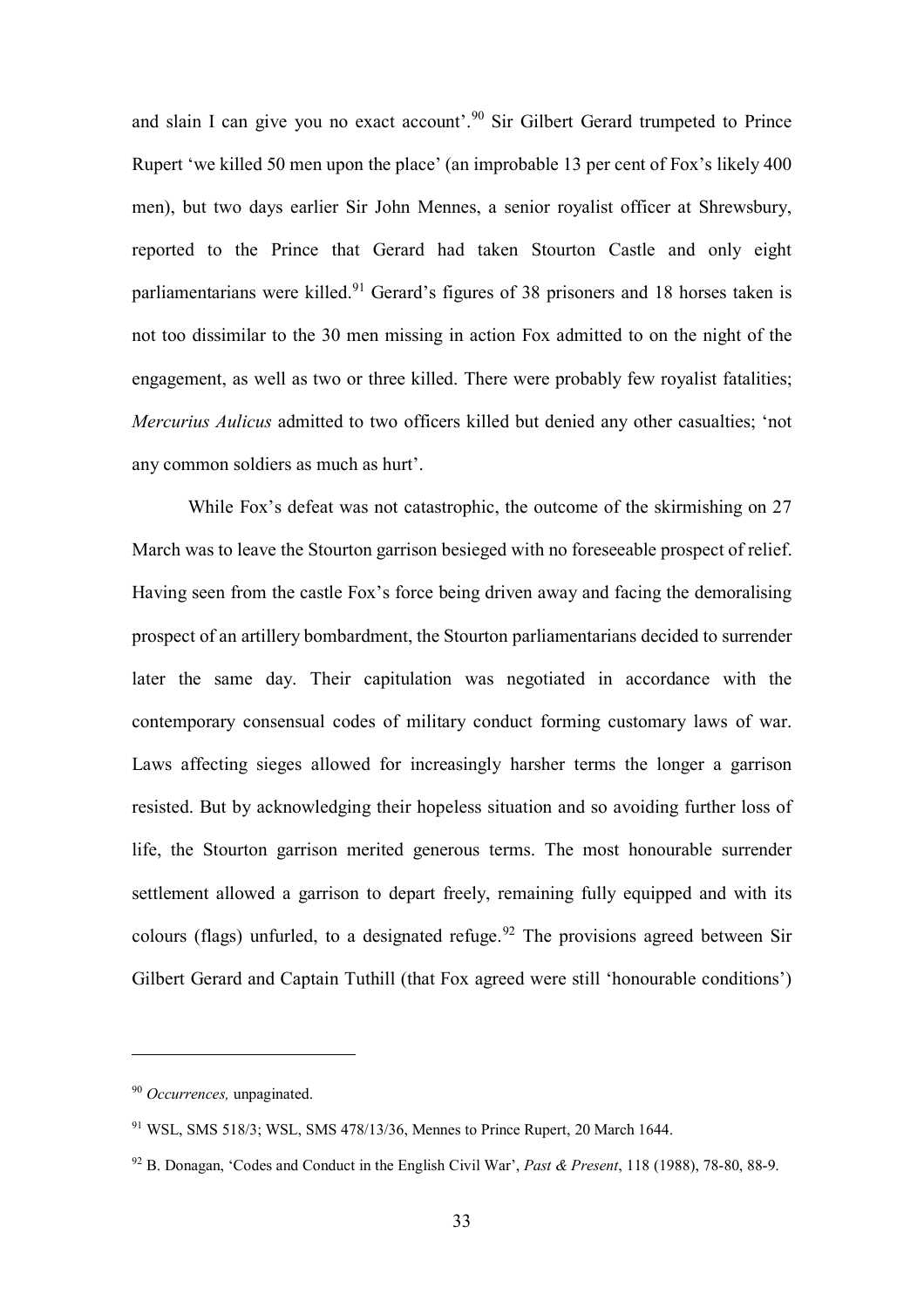and slain I can give you no exact account'.[90] Sir Gilbert Gerard trumpeted to Prince Rupert 'we killed 50 men upon the place' (an improbable 13 per cent of Fox's likely 400 men), but two days earlier Sir John Mennes, a senior royalist officer at Shrewsbury, reported to the Prince that Gerard had taken Stourton Castle and only eight parliamentarians were killed.[91] Gerard's figures of 38 prisoners and 18 horses taken is not too dissimilar to the 30 men missing in action Fox admitted to on the night of the engagement, as well as two or three killed. There were probably few royalist fatalities; *Mercurius Aulicus* admitted to two officers killed but denied any other casualties; 'not any common soldiers as much as hurt'.

While Fox's defeat was not catastrophic, the outcome of the skirmishing on 27 March was to leave the Stourton garrison besieged with no foreseeable prospect of relief. Having seen from the castle Fox's force being driven away and facing the demoralising prospect of an artillery bombardment, the Stourton parliamentarians decided to surrender later the same day. Their capitulation was negotiated in accordance with the contemporary consensual codes of military conduct forming customary laws of war. Laws affecting sieges allowed for increasingly harsher terms the longer a garrison resisted. But by acknowledging their hopeless situation and so avoiding further loss of life, the Stourton garrison merited generous terms. The most honourable surrender settlement allowed a garrison to depart freely, remaining fully equipped and with its colours (flags) unfurled, to a designated refuge.[92] The provisions agreed between Sir Gilbert Gerard and Captain Tuthill (that Fox agreed were still 'honourable conditions')

---

[90] *Occurrences,* unpaginated.

[91] WSL, SMS 518/3; WSL, SMS 478/13/36, Mennes to Prince Rupert, 20 March 1644.

[92] B. Donagan, 'Codes and Conduct in the English Civil War', *Past & Present*, 118 (1988), 78-80, 88-9.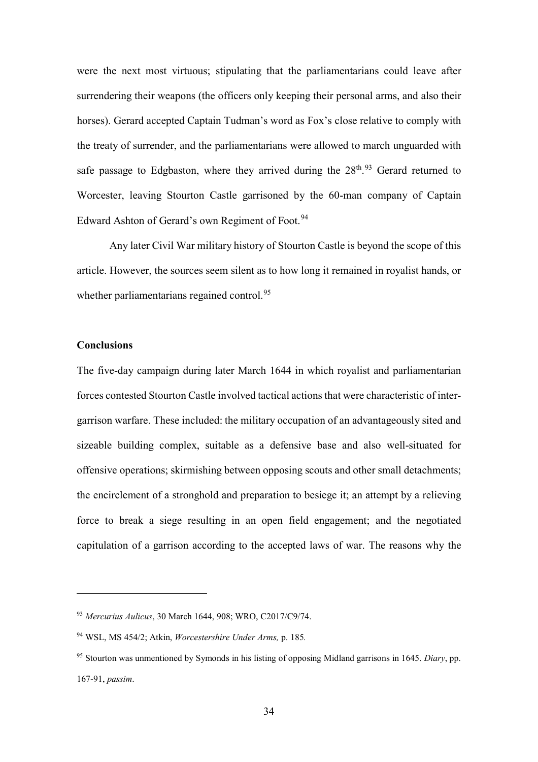were the next most virtuous; stipulating that the parliamentarians could leave after surrendering their weapons (the officers only keeping their personal arms, and also their horses). Gerard accepted Captain Tudman's word as Fox's close relative to comply with the treaty of surrender, and the parliamentarians were allowed to march unguarded with safe passage to Edgbaston, where they arrived during the 28th.[93] Gerard returned to Worcester, leaving Stourton Castle garrisoned by the 60-man company of Captain Edward Ashton of Gerard's own Regiment of Foot.[94]

Any later Civil War military history of Stourton Castle is beyond the scope of this article. However, the sources seem silent as to how long it remained in royalist hands, or whether parliamentarians regained control.[95]

**Conclusions**

The five-day campaign during later March 1644 in which royalist and parliamentarian forces contested Stourton Castle involved tactical actions that were characteristic of inter-garrison warfare. These included: the military occupation of an advantageously sited and sizeable building complex, suitable as a defensive base and also well-situated for offensive operations; skirmishing between opposing scouts and other small detachments; the encirclement of a stronghold and preparation to besiege it; an attempt by a relieving force to break a siege resulting in an open field engagement; and the negotiated capitulation of a garrison according to the accepted laws of war. The reasons why the

---

[93] *Mercurius Aulicus*, 30 March 1644, 908; WRO, C2017/C9/74.

[94] WSL, MS 454/2; Atkin, *Worcestershire Under Arms,* p. 185*.*

[95] Stourton was unmentioned by Symonds in his listing of opposing Midland garrisons in 1645. *Diary*, pp. 167-91, *passim*.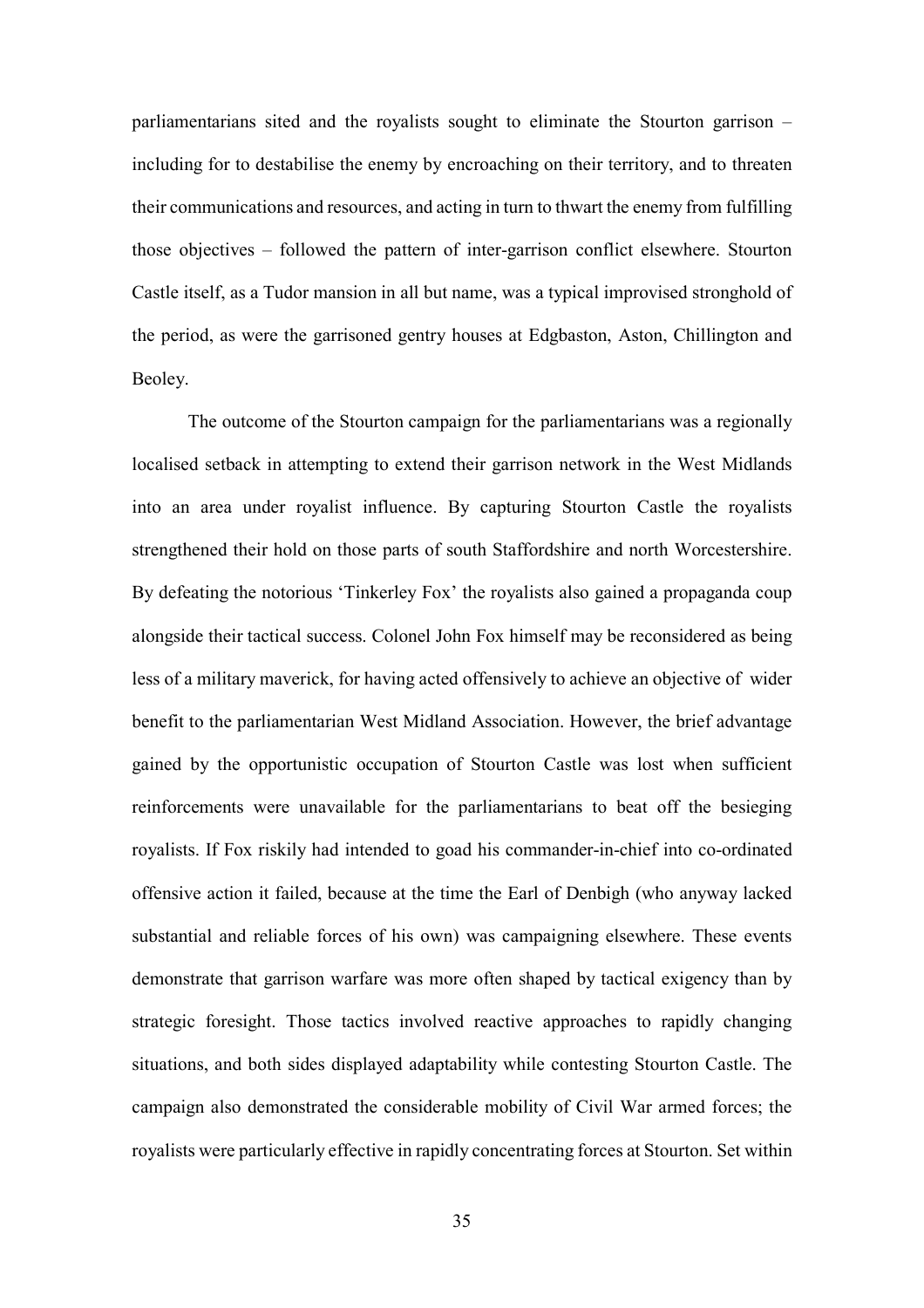parliamentarians sited and the royalists sought to eliminate the Stourton garrison – including for to destabilise the enemy by encroaching on their territory, and to threaten their communications and resources, and acting in turn to thwart the enemy from fulfilling those objectives – followed the pattern of inter-garrison conflict elsewhere. Stourton Castle itself, as a Tudor mansion in all but name, was a typical improvised stronghold of the period, as were the garrisoned gentry houses at Edgbaston, Aston, Chillington and Beoley.

The outcome of the Stourton campaign for the parliamentarians was a regionally localised setback in attempting to extend their garrison network in the West Midlands into an area under royalist influence. By capturing Stourton Castle the royalists strengthened their hold on those parts of south Staffordshire and north Worcestershire. By defeating the notorious 'Tinkerley Fox' the royalists also gained a propaganda coup alongside their tactical success. Colonel John Fox himself may be reconsidered as being less of a military maverick, for having acted offensively to achieve an objective of wider benefit to the parliamentarian West Midland Association. However, the brief advantage gained by the opportunistic occupation of Stourton Castle was lost when sufficient reinforcements were unavailable for the parliamentarians to beat off the besieging royalists. If Fox riskily had intended to goad his commander-in-chief into co-ordinated offensive action it failed, because at the time the Earl of Denbigh (who anyway lacked substantial and reliable forces of his own) was campaigning elsewhere. These events demonstrate that garrison warfare was more often shaped by tactical exigency than by strategic foresight. Those tactics involved reactive approaches to rapidly changing situations, and both sides displayed adaptability while contesting Stourton Castle. The campaign also demonstrated the considerable mobility of Civil War armed forces; the royalists were particularly effective in rapidly concentrating forces at Stourton. Set within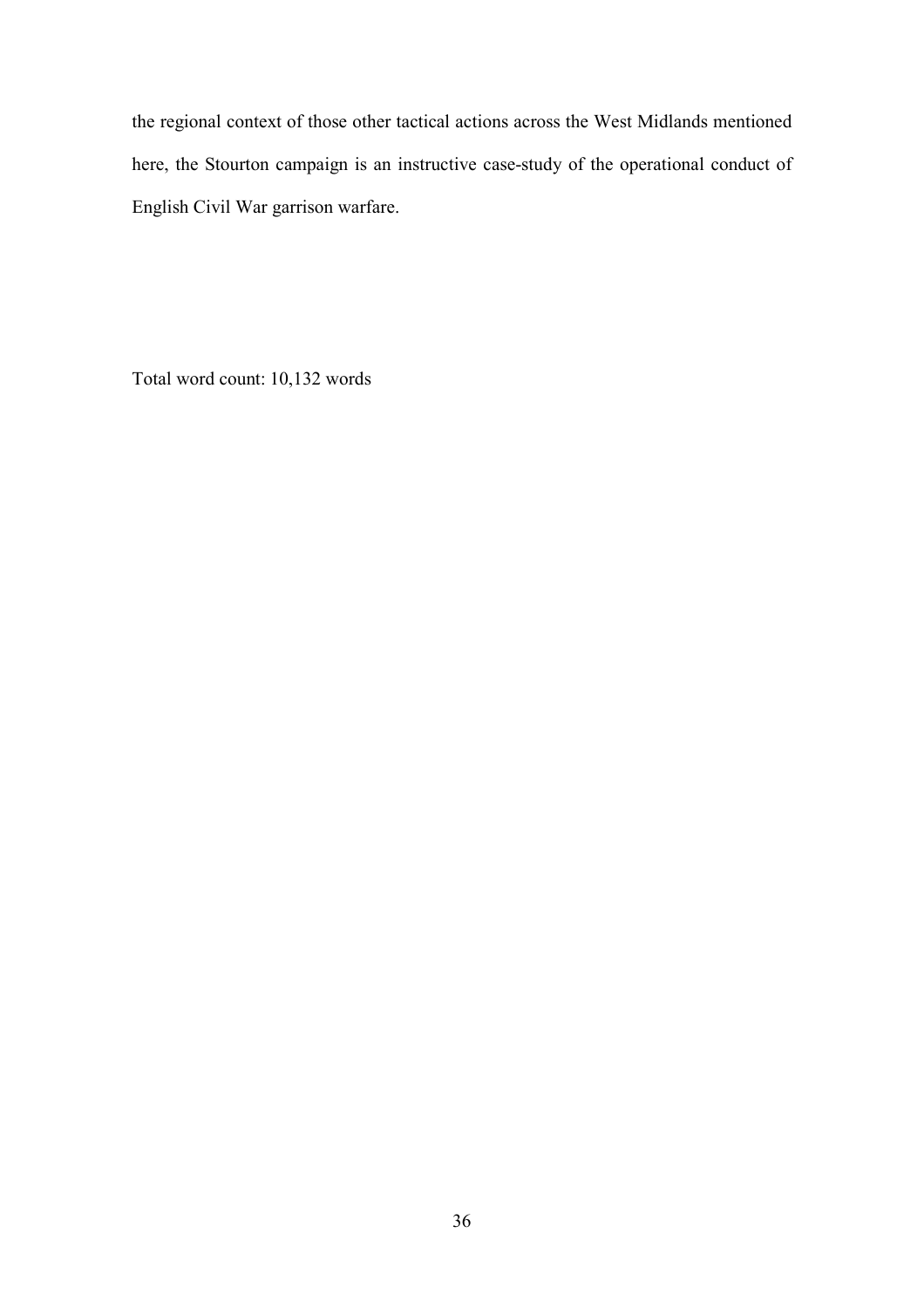the regional context of those other tactical actions across the West Midlands mentioned here, the Stourton campaign is an instructive case-study of the operational conduct of English Civil War garrison warfare.

Total word count: 10,132 words